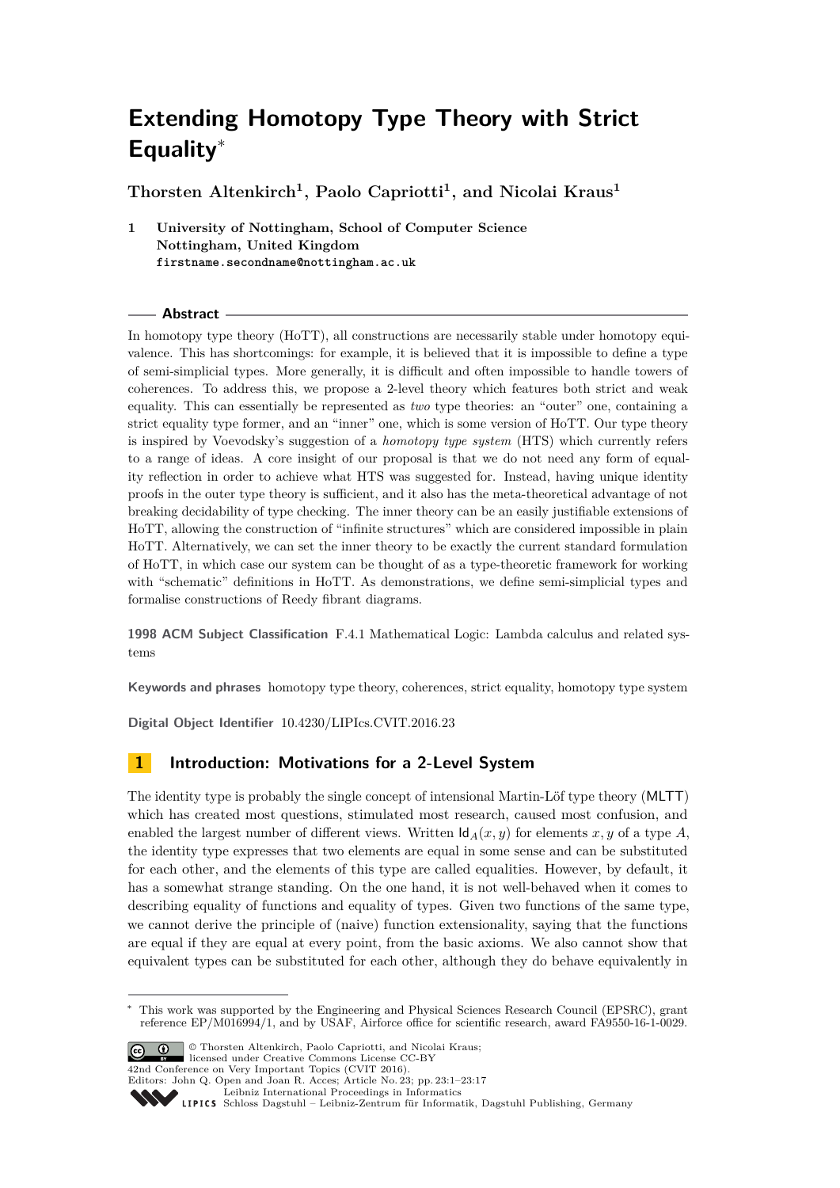# Extending Homotopy Type Theory with Strict Equality*

**Thorsten Altenkirch[1], Paolo Capriotti[1], and Nicolai Kraus[1]**

1 **University of Nottingham, School of Computer Science**
**Nottingham, United Kingdom**
**firstname.secondname@nottingham.ac.uk**

## Abstract

In homotopy type theory (HoTT), all constructions are necessarily stable under homotopy equivalence. This has shortcomings: for example, it is believed that it is impossible to define a type of semi-simplicial types. More generally, it is difficult and often impossible to handle towers of coherences. To address this, we propose a 2-level theory which features both strict and weak equality. This can essentially be represented as *two* type theories: an "outer" one, containing a strict equality type former, and an "inner" one, which is some version of HoTT. Our type theory is inspired by Voevodsky's suggestion of a *homotopy type system* (HTS) which currently refers to a range of ideas. A core insight of our proposal is that we do not need any form of equality reflection in order to achieve what HTS was suggested for. Instead, having unique identity proofs in the outer type theory is sufficient, and it also has the meta-theoretical advantage of not breaking decidability of type checking. The inner theory can be an easily justifiable extensions of HoTT, allowing the construction of "infinite structures" which are considered impossible in plain HoTT. Alternatively, we can set the inner theory to be exactly the current standard formulation of HoTT, in which case our system can be thought of as a type-theoretic framework for working with "schematic" definitions in HoTT. As demonstrations, we define semi-simplicial types and formalise constructions of Reedy fibrant diagrams.

**1998 ACM Subject Classification** F.4.1 Mathematical Logic: Lambda calculus and related systems

**Keywords and phrases** homotopy type theory, coherences, strict equality, homotopy type system

**Digital Object Identifier** 10.4230/LIPIcs.CVIT.2016.23

## 1 Introduction: Motivations for a 2-Level System

The identity type is probably the single concept of intensional Martin-Löf type theory (MLTT) which has created most questions, stimulated most research, caused most confusion, and enabled the largest number of different views. Written $\mathsf{Id}_A(x, y)$ for elements $x, y$ of a type $A$, the identity type expresses that two elements are equal in some sense and can be substituted for each other, and the elements of this type are called equalities. However, by default, it has a somewhat strange standing. On the one hand, it is not well-behaved when it comes to describing equality of functions and equality of types. Given two functions of the same type, we cannot derive the principle of (naive) function extensionality, saying that the functions are equal if they are equal at every point, from the basic axioms. We also cannot show that equivalent types can be substituted for each other, although they do behave equivalently in

---

* This work was supported by the Engineering and Physical Sciences Research Council (EPSRC), grant reference EP/M016994/1, and by USAF, Airforce office for scientific research, award FA9550-16-1-0029.

© Thorsten Altenkirch, Paolo Capriotti, and Nicolai Kraus; licensed under Creative Commons License CC-BY
42nd Conference on Very Important Topics (CVIT 2016).
Editors: John Q. Open and Joan R. Acces; Article No. 23; pp. 23:1–23:17
Leibniz International Proceedings in Informatics
LIPICS Schloss Dagstuhl – Leibniz-Zentrum für Informatik, Dagstuhl Publishing, Germany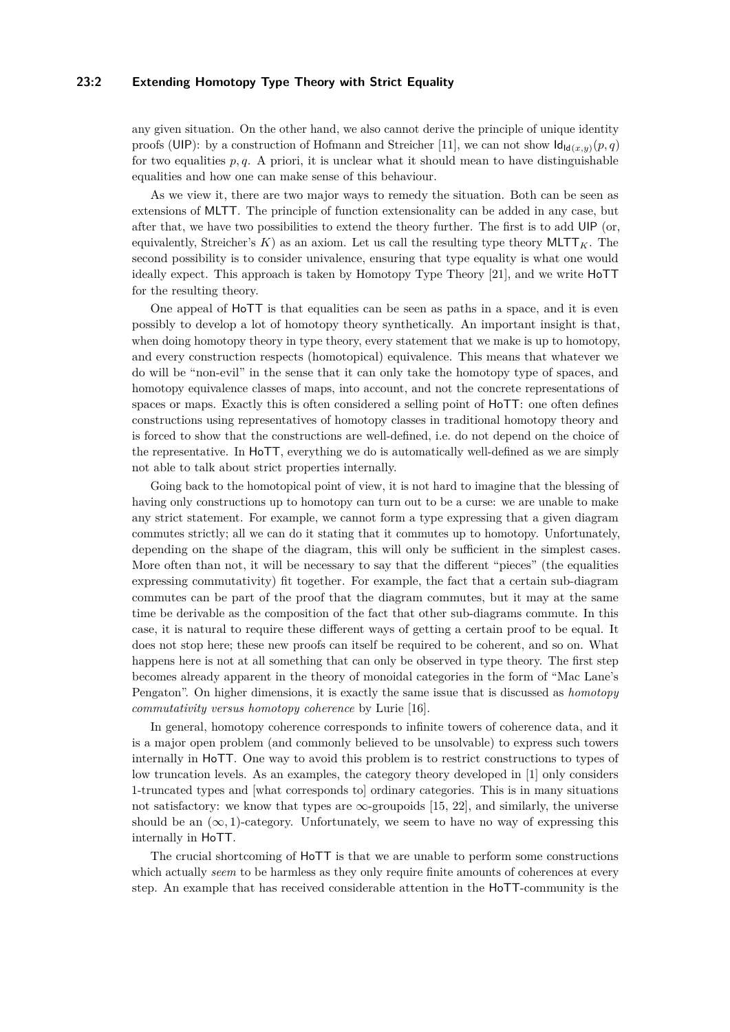any given situation. On the other hand, we also cannot derive the principle of unique identity proofs (UIP): by a construction of Hofmann and Streicher [11], we can not show $\mathsf{Id}_{\mathsf{Id}(x,y)}(p,q)$ for two equalities $p, q$. A priori, it is unclear what it should mean to have distinguishable equalities and how one can make sense of this behaviour.

As we view it, there are two major ways to remedy the situation. Both can be seen as extensions of MLTT. The principle of function extensionality can be added in any case, but after that, we have two possibilities to extend the theory further. The first is to add UIP (or, equivalently, Streicher's $K$) as an axiom. Let us call the resulting type theory $\mathsf{MLTT}_K$. The second possibility is to consider univalence, ensuring that type equality is what one would ideally expect. This approach is taken by Homotopy Type Theory [21], and we write HoTT for the resulting theory.

One appeal of HoTT is that equalities can be seen as paths in a space, and it is even possibly to develop a lot of homotopy theory synthetically. An important insight is that, when doing homotopy theory in type theory, every statement that we make is up to homotopy, and every construction respects (homotopical) equivalence. This means that whatever we do will be "non-evil" in the sense that it can only take the homotopy type of spaces, and homotopy equivalence classes of maps, into account, and not the concrete representations of spaces or maps. Exactly this is often considered a selling point of HoTT: one often defines constructions using representatives of homotopy classes in traditional homotopy theory and is forced to show that the constructions are well-defined, i.e. do not depend on the choice of the representative. In HoTT, everything we do is automatically well-defined as we are simply not able to talk about strict properties internally.

Going back to the homotopical point of view, it is not hard to imagine that the blessing of having only constructions up to homotopy can turn out to be a curse: we are unable to make any strict statement. For example, we cannot form a type expressing that a given diagram commutes strictly; all we can do it stating that it commutes up to homotopy. Unfortunately, depending on the shape of the diagram, this will only be sufficient in the simplest cases. More often than not, it will be necessary to say that the different "pieces" (the equalities expressing commutativity) fit together. For example, the fact that a certain sub-diagram commutes can be part of the proof that the diagram commutes, but it may at the same time be derivable as the composition of the fact that other sub-diagrams commute. In this case, it is natural to require these different ways of getting a certain proof to be equal. It does not stop here; these new proofs can itself be required to be coherent, and so on. What happens here is not at all something that can only be observed in type theory. The first step becomes already apparent in the theory of monoidal categories in the form of "Mac Lane's Pengaton". On higher dimensions, it is exactly the same issue that is discussed as *homotopy commutativity versus homotopy coherence* by Lurie [16].

In general, homotopy coherence corresponds to infinite towers of coherence data, and it is a major open problem (and commonly believed to be unsolvable) to express such towers internally in HoTT. One way to avoid this problem is to restrict constructions to types of low truncation levels. As an examples, the category theory developed in [1] only considers 1-truncated types and [what corresponds to] ordinary categories. This is in many situations not satisfactory: we know that types are $\infty$-groupoids [15, 22], and similarly, the universe should be an $(\infty, 1)$-category. Unfortunately, we seem to have no way of expressing this internally in HoTT.

The crucial shortcoming of HoTT is that we are unable to perform some constructions which actually *seem* to be harmless as they only require finite amounts of coherences at every step. An example that has received considerable attention in the HoTT-community is the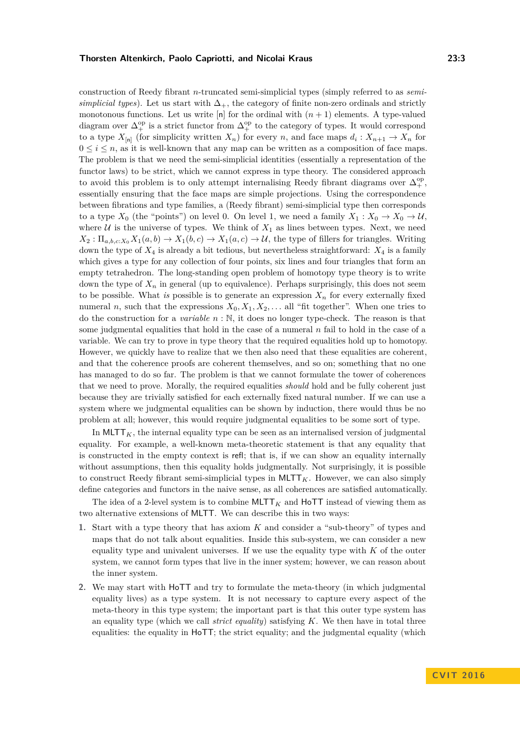construction of Reedy fibrant $n$-truncated semi-simplicial types (simply referred to as *semi-simplicial types*). Let us start with $\Delta_+$, the category of finite non-zero ordinals and strictly monotonous functions. Let us write $[\mathsf{n}]$ for the ordinal with $(n+1)$ elements. A type-valued diagram over $\Delta_+^{\mathrm{op}}$ is a strict functor from $\Delta_+^{\mathrm{op}}$ to the category of types. It would correspond to a type $X_{[\mathsf{n}]}$ (for simplicity written $X_n$) for every $n$, and face maps $d_i : X_{n+1} \to X_n$ for $0 \leq i \leq n$, as it is well-known that any map can be written as a composition of face maps. The problem is that we need the semi-simplicial identities (essentially a representation of the functor laws) to be strict, which we cannot express in type theory. The considered approach to avoid this problem is to only attempt internalising Reedy fibrant diagrams over $\Delta_+^{\mathrm{op}}$, essentially ensuring that the face maps are simple projections. Using the correspondence between fibrations and type families, a (Reedy fibrant) semi-simplicial type then corresponds to a type $X_0$ (the "points") on level 0. On level 1, we need a family $X_1 : X_0 \to X_0 \to \mathcal{U}$, where $\mathcal{U}$ is the universe of types. We think of $X_1$ as lines between types. Next, we need $X_2 : \Pi_{a,b,c:X_0} X_1(a,b) \to X_1(b,c) \to X_1(a,c) \to \mathcal{U}$, the type of fillers for triangles. Writing down the type of $X_4$ is already a bit tedious, but nevertheless straightforward: $X_4$ is a family which gives a type for any collection of four points, six lines and four triangles that form an empty tetrahedron. The long-standing open problem of homotopy type theory is to write down the type of $X_n$ in general (up to equivalence). Perhaps surprisingly, this does not seem to be possible. What *is* possible is to generate an expression $X_n$ for every externally fixed numeral $n$, such that the expressions $X_0, X_1, X_2, \ldots$ all "fit together". When one tries to do the construction for a *variable* $n : \mathbb{N}$, it does no longer type-check. The reason is that some judgmental equalities that hold in the case of a numeral $n$ fail to hold in the case of a variable. We can try to prove in type theory that the required equalities hold up to homotopy. However, we quickly have to realize that we then also need that these equalities are coherent, and that the coherence proofs are coherent themselves, and so on; something that no one has managed to do so far. The problem is that we cannot formulate the tower of coherences that we need to prove. Morally, the required equalities *should* hold and be fully coherent just because they are trivially satisfied for each externally fixed natural number. If we can use a system where we judgmental equalities can be shown by induction, there would thus be no problem at all; however, this would require judgmental equalities to be some sort of type.

In $\mathsf{MLTT}_K$, the internal equality type can be seen as an internalised version of judgmental equality. For example, a well-known meta-theoretic statement is that any equality that is constructed in the empty context is $\mathsf{refl}$; that is, if we can show an equality internally without assumptions, then this equality holds judgmentally. Not surprisingly, it is possible to construct Reedy fibrant semi-simplicial types in $\mathsf{MLTT}_K$. However, we can also simply define categories and functors in the naive sense, as all coherences are satisfied automatically.

The idea of a 2-level system is to combine $\mathsf{MLTT}_K$ and $\mathsf{HoTT}$ instead of viewing them as two alternative extensions of $\mathsf{MLTT}$. We can describe this in two ways:

1. Start with a type theory that has axiom $K$ and consider a "sub-theory" of types and maps that do not talk about equalities. Inside this sub-system, we can consider a new equality type and univalent universes. If we use the equality type with $K$ of the outer system, we cannot form types that live in the inner system; however, we can reason about the inner system.
2. We may start with $\mathsf{HoTT}$ and try to formulate the meta-theory (in which judgmental equality lives) as a type system. It is not necessary to capture every aspect of the meta-theory in this type system; the important part is that this outer type system has an equality type (which we call *strict equality*) satisfying $K$. We then have in total three equalities: the equality in $\mathsf{HoTT}$; the strict equality; and the judgmental equality (which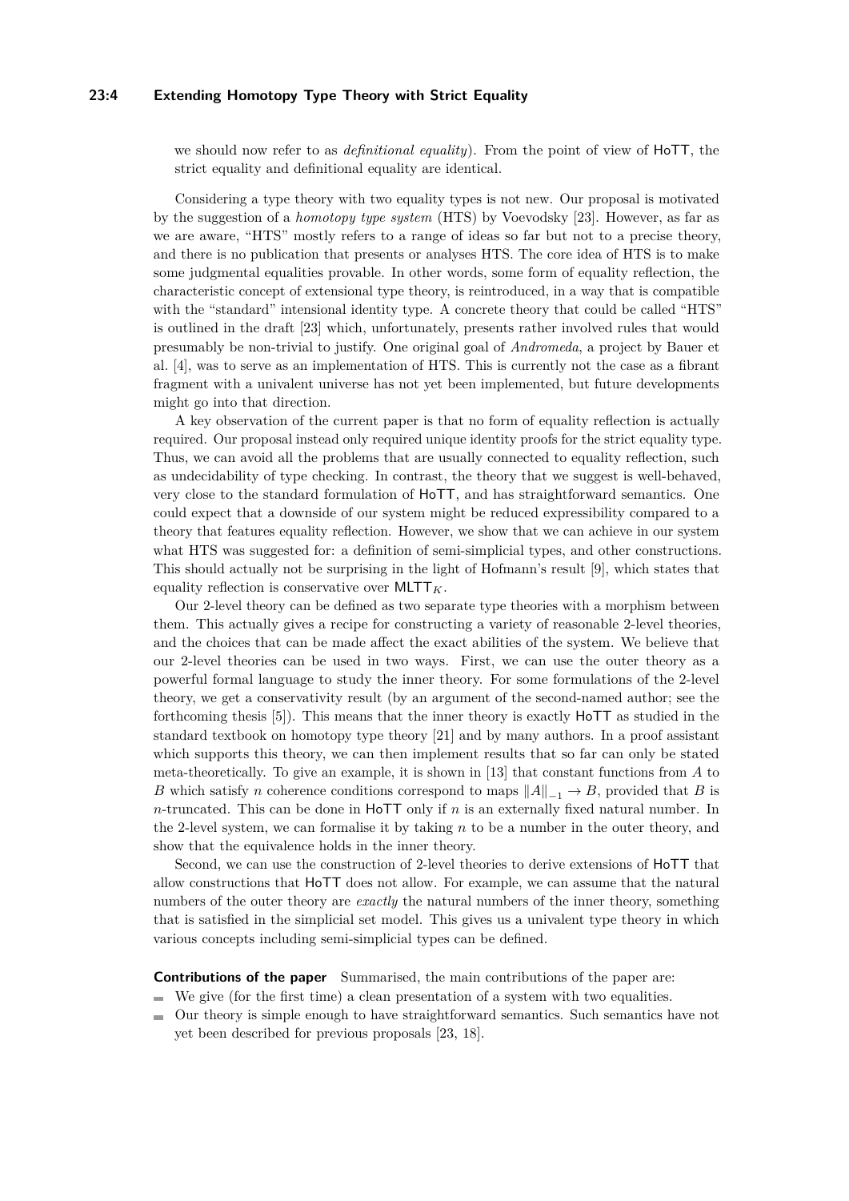we should now refer to as *definitional equality*). From the point of view of HoTT, the strict equality and definitional equality are identical.

Considering a type theory with two equality types is not new. Our proposal is motivated by the suggestion of a *homotopy type system* (HTS) by Voevodsky [23]. However, as far as we are aware, "HTS" mostly refers to a range of ideas so far but not to a precise theory, and there is no publication that presents or analyses HTS. The core idea of HTS is to make some judgmental equalities provable. In other words, some form of equality reflection, the characteristic concept of extensional type theory, is reintroduced, in a way that is compatible with the "standard" intensional identity type. A concrete theory that could be called "HTS" is outlined in the draft [23] which, unfortunately, presents rather involved rules that would presumably be non-trivial to justify. One original goal of *Andromeda*, a project by Bauer et al. [4], was to serve as an implementation of HTS. This is currently not the case as a fibrant fragment with a univalent universe has not yet been implemented, but future developments might go into that direction.

A key observation of the current paper is that no form of equality reflection is actually required. Our proposal instead only required unique identity proofs for the strict equality type. Thus, we can avoid all the problems that are usually connected to equality reflection, such as undecidability of type checking. In contrast, the theory that we suggest is well-behaved, very close to the standard formulation of HoTT, and has straightforward semantics. One could expect that a downside of our system might be reduced expressibility compared to a theory that features equality reflection. However, we show that we can achieve in our system what HTS was suggested for: a definition of semi-simplicial types, and other constructions. This should actually not be surprising in the light of Hofmann's result [9], which states that equality reflection is conservative over $\mathsf{MLTT}_K$.

Our 2-level theory can be defined as two separate type theories with a morphism between them. This actually gives a recipe for constructing a variety of reasonable 2-level theories, and the choices that can be made affect the exact abilities of the system. We believe that our 2-level theories can be used in two ways. First, we can use the outer theory as a powerful formal language to study the inner theory. For some formulations of the 2-level theory, we get a conservativity result (by an argument of the second-named author; see the forthcoming thesis [5]). This means that the inner theory is exactly HoTT as studied in the standard textbook on homotopy type theory [21] and by many authors. In a proof assistant which supports this theory, we can then implement results that so far can only be stated meta-theoretically. To give an example, it is shown in [13] that constant functions from $A$ to $B$ which satisfy $n$ coherence conditions correspond to maps $\|A\|_{-1} \to B$, provided that $B$ is $n$-truncated. This can be done in HoTT only if $n$ is an externally fixed natural number. In the 2-level system, we can formalise it by taking $n$ to be a number in the outer theory, and show that the equivalence holds in the inner theory.

Second, we can use the construction of 2-level theories to derive extensions of HoTT that allow constructions that HoTT does not allow. For example, we can assume that the natural numbers of the outer theory are *exactly* the natural numbers of the inner theory, something that is satisfied in the simplicial set model. This gives us a univalent type theory in which various concepts including semi-simplicial types can be defined.

**Contributions of the paper** Summarised, the main contributions of the paper are:

- We give (for the first time) a clean presentation of a system with two equalities.
- Our theory is simple enough to have straightforward semantics. Such semantics have not yet been described for previous proposals [23, 18].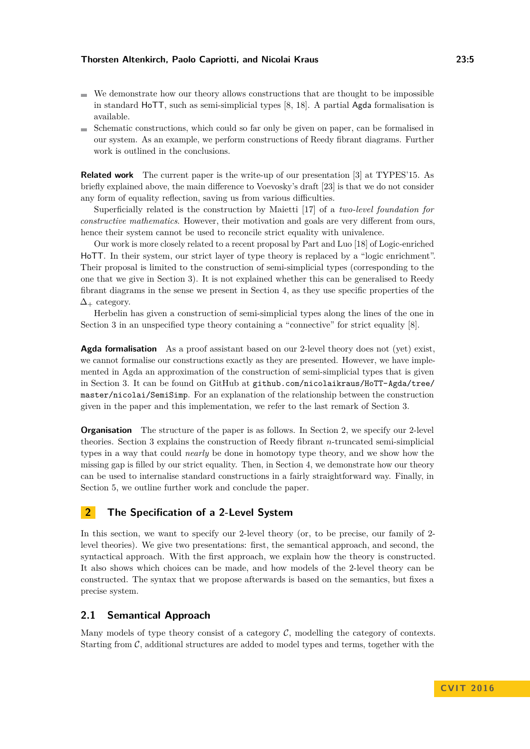- We demonstrate how our theory allows constructions that are thought to be impossible in standard HoTT, such as semi-simplicial types [8, 18]. A partial Agda formalisation is available.
- Schematic constructions, which could so far only be given on paper, can be formalised in our system. As an example, we perform constructions of Reedy fibrant diagrams. Further work is outlined in the conclusions.

**Related work** The current paper is the write-up of our presentation [3] at TYPES'15. As briefly explained above, the main difference to Voevosky's draft [23] is that we do not consider any form of equality reflection, saving us from various difficulties.

Superficially related is the construction by Maietti [17] of a *two-level foundation for constructive mathematics*. However, their motivation and goals are very different from ours, hence their system cannot be used to reconcile strict equality with univalence.

Our work is more closely related to a recent proposal by Part and Luo [18] of Logic-enriched HoTT. In their system, our strict layer of type theory is replaced by a "logic enrichment". Their proposal is limited to the construction of semi-simplicial types (corresponding to the one that we give in Section 3). It is not explained whether this can be generalised to Reedy fibrant diagrams in the sense we present in Section 4, as they use specific properties of the $\Delta_+$ category.

Herbelin has given a construction of semi-simplicial types along the lines of the one in Section 3 in an unspecified type theory containing a "connective" for strict equality [8].

**Agda formalisation** As a proof assistant based on our 2-level theory does not (yet) exist, we cannot formalise our constructions exactly as they are presented. However, we have implemented in Agda an approximation of the construction of semi-simplicial types that is given in Section 3. It can be found on GitHub at `github.com/nicolaikraus/HoTT-Agda/tree/master/nicolai/SemiSimp`. For an explanation of the relationship between the construction given in the paper and this implementation, we refer to the last remark of Section 3.

**Organisation** The structure of the paper is as follows. In Section 2, we specify our 2-level theories. Section 3 explains the construction of Reedy fibrant $n$-truncated semi-simplicial types in a way that could *nearly* be done in homotopy type theory, and we show how the missing gap is filled by our strict equality. Then, in Section 4, we demonstrate how our theory can be used to internalise standard constructions in a fairly straightforward way. Finally, in Section 5, we outline further work and conclude the paper.

## 2 The Specification of a 2-Level System

In this section, we want to specify our 2-level theory (or, to be precise, our family of 2-level theories). We give two presentations: first, the semantical approach, and second, the syntactical approach. With the first approach, we explain how the theory is constructed. It also shows which choices can be made, and how models of the 2-level theory can be constructed. The syntax that we propose afterwards is based on the semantics, but fixes a precise system.

### 2.1 Semantical Approach

Many models of type theory consist of a category $\mathcal{C}$, modelling the category of contexts. Starting from $\mathcal{C}$, additional structures are added to model types and terms, together with the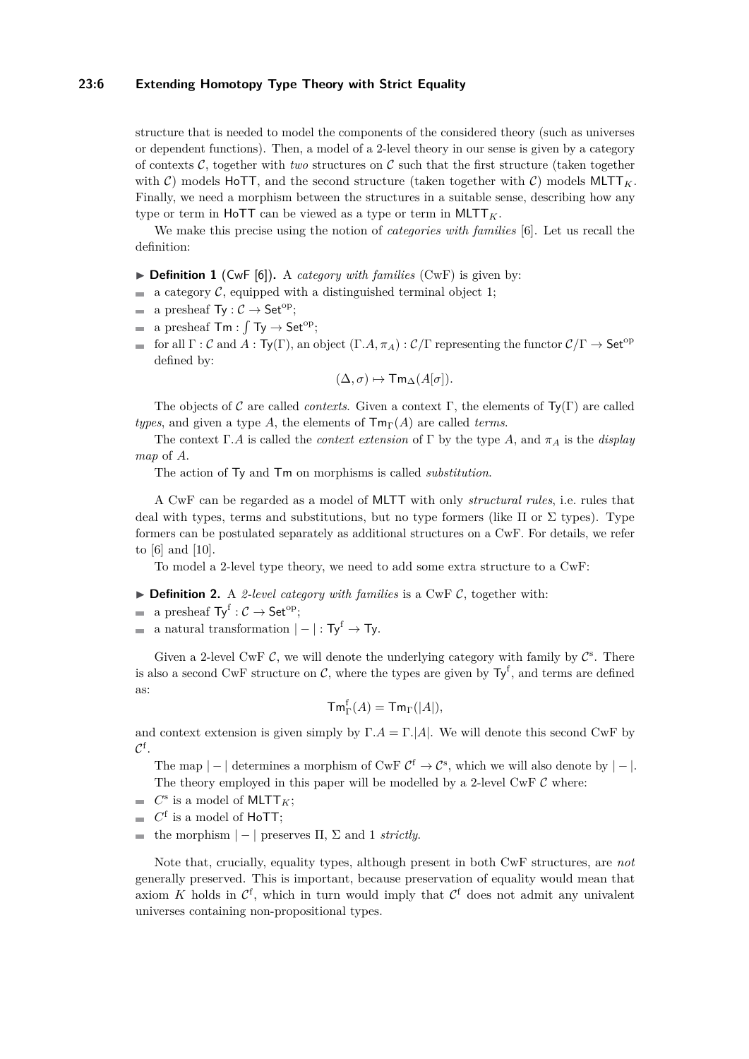structure that is needed to model the components of the considered theory (such as universes or dependent functions). Then, a model of a 2-level theory in our sense is given by a category of contexts $\mathcal{C}$, together with *two* structures on $\mathcal{C}$ such that the first structure (taken together with $\mathcal{C}$) models $\mathsf{HoTT}$, and the second structure (taken together with $\mathcal{C}$) models $\mathsf{MLTT}_K$. Finally, we need a morphism between the structures in a suitable sense, describing how any type or term in $\mathsf{HoTT}$ can be viewed as a type or term in $\mathsf{MLTT}_K$.

We make this precise using the notion of *categories with families* [6]. Let us recall the definition:

▶ **Definition 1** (CwF [6])**.** A *category with families* (CwF) is given by:

- a category $\mathcal{C}$, equipped with a distinguished terminal object 1;
- a presheaf $\mathsf{Ty} : \mathcal{C} \to \mathsf{Set}^{\mathrm{op}}$;
- a presheaf $\mathsf{Tm} : \int \mathsf{Ty} \to \mathsf{Set}^{\mathrm{op}}$;
- for all $\Gamma : \mathcal{C}$ and $A : \mathsf{Ty}(\Gamma)$, an object $(\Gamma.A, \pi_A) : \mathcal{C}/\Gamma$ representing the functor $\mathcal{C}/\Gamma \to \mathsf{Set}^{\mathrm{op}}$ defined by:

$$(\Delta, \sigma) \mapsto \mathsf{Tm}_\Delta(A[\sigma]).$$

The objects of $\mathcal{C}$ are called *contexts*. Given a context $\Gamma$, the elements of $\mathsf{Ty}(\Gamma)$ are called *types*, and given a type $A$, the elements of $\mathsf{Tm}_\Gamma(A)$ are called *terms*.

The context $\Gamma.A$ is called the *context extension* of $\Gamma$ by the type $A$, and $\pi_A$ is the *display map* of $A$.

The action of $\mathsf{Ty}$ and $\mathsf{Tm}$ on morphisms is called *substitution*.

A CwF can be regarded as a model of $\mathsf{MLTT}$ with only *structural rules*, i.e. rules that deal with types, terms and substitutions, but no type formers (like $\Pi$ or $\Sigma$ types). Type formers can be postulated separately as additional structures on a CwF. For details, we refer to [6] and [10].

To model a 2-level type theory, we need to add some extra structure to a CwF:

▶ **Definition 2.** A *2-level category with families* is a CwF $\mathcal{C}$, together with:

- a presheaf $\mathsf{Ty}^{\mathrm{f}} : \mathcal{C} \to \mathsf{Set}^{\mathrm{op}}$;
- a natural transformation $|-| : \mathsf{Ty}^{\mathrm{f}} \to \mathsf{Ty}$.

Given a 2-level CwF $\mathcal{C}$, we will denote the underlying category with family by $\mathcal{C}^{\mathrm{s}}$. There is also a second CwF structure on $\mathcal{C}$, where the types are given by $\mathsf{Ty}^{\mathrm{f}}$, and terms are defined as:

$$\mathsf{Tm}^{\mathrm{f}}_\Gamma(A) = \mathsf{Tm}_\Gamma(|A|),$$

and context extension is given simply by $\Gamma.A = \Gamma.|A|$. We will denote this second CwF by $\mathcal{C}^{\mathrm{f}}$.

The map $|-|$ determines a morphism of CwF $\mathcal{C}^{\mathrm{f}} \to \mathcal{C}^{\mathrm{s}}$, which we will also denote by $|-|$.

The theory employed in this paper will be modelled by a 2-level CwF $\mathcal{C}$ where:

- $C^{\mathrm{s}}$ is a model of $\mathsf{MLTT}_K$;
- $C^{\mathrm{f}}$ is a model of $\mathsf{HoTT}$;
- the morphism $|-|$ preserves $\Pi$, $\Sigma$ and 1 *strictly*.

Note that, crucially, equality types, although present in both CwF structures, are *not* generally preserved. This is important, because preservation of equality would mean that axiom $K$ holds in $\mathcal{C}^{\mathrm{f}}$, which in turn would imply that $\mathcal{C}^{\mathrm{f}}$ does not admit any univalent universes containing non-propositional types.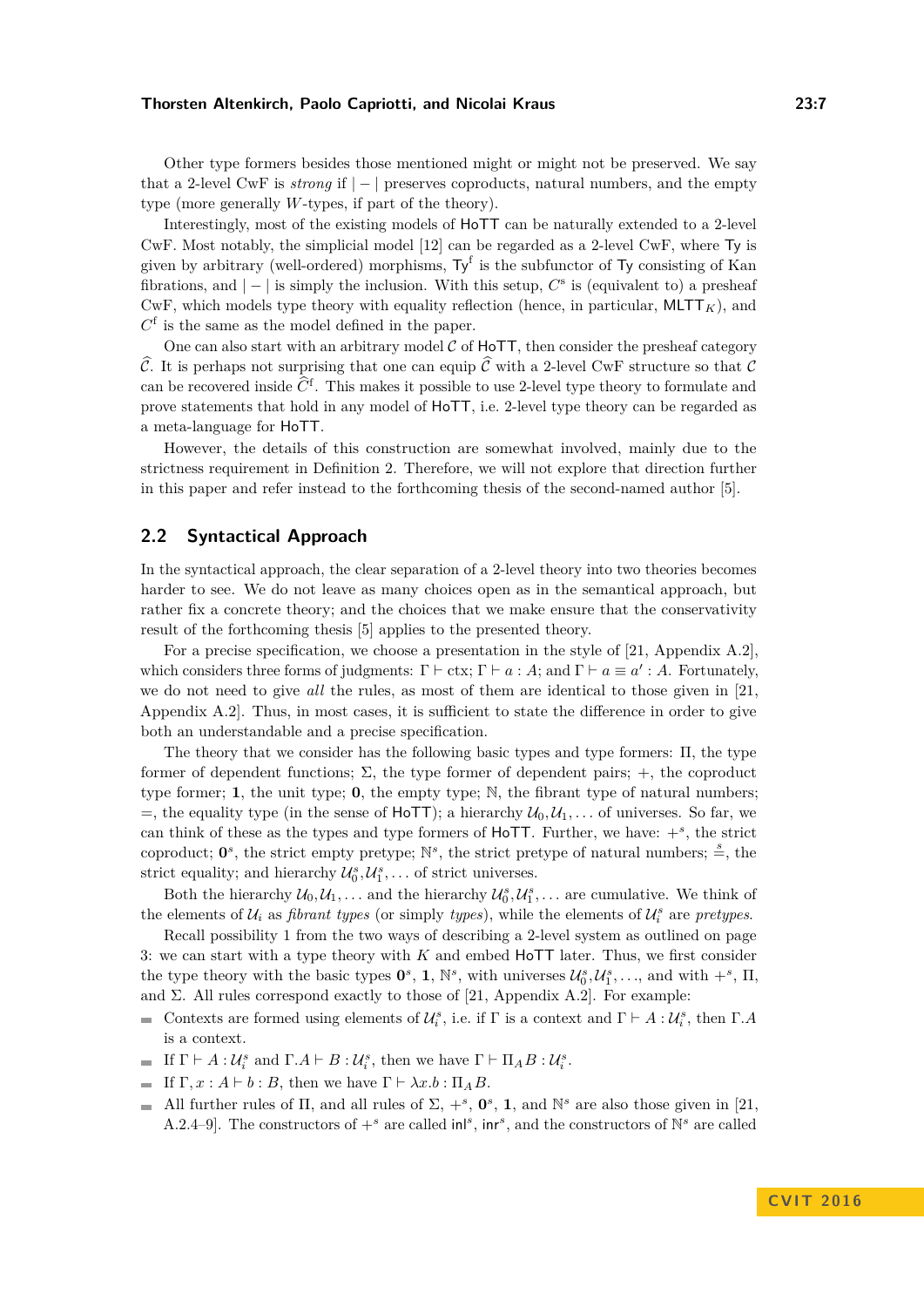Other type formers besides those mentioned might or might not be preserved. We say that a 2-level CwF is *strong* if $|-|$ preserves coproducts, natural numbers, and the empty type (more generally $W$-types, if part of the theory).

Interestingly, most of the existing models of $\mathsf{HoTT}$ can be naturally extended to a 2-level CwF. Most notably, the simplicial model [12] can be regarded as a 2-level CwF, where $\mathsf{Ty}$ is given by arbitrary (well-ordered) morphisms, $\mathsf{Ty}^{\mathrm{f}}$ is the subfunctor of $\mathsf{Ty}$ consisting of Kan fibrations, and $|-|$ is simply the inclusion. With this setup, $C^{\mathrm{s}}$ is (equivalent to) a presheaf CwF, which models type theory with equality reflection (hence, in particular, $\mathsf{MLTT}_K$), and $C^{\mathrm{f}}$ is the same as the model defined in the paper.

One can also start with an arbitrary model $\mathcal{C}$ of $\mathsf{HoTT}$, then consider the presheaf category $\widehat{\mathcal{C}}$. It is perhaps not surprising that one can equip $\widehat{\mathcal{C}}$ with a 2-level CwF structure so that $\mathcal{C}$ can be recovered inside $\widehat{\mathcal{C}}^{\mathrm{f}}$. This makes it possible to use 2-level type theory to formulate and prove statements that hold in any model of $\mathsf{HoTT}$, i.e. 2-level type theory can be regarded as a meta-language for $\mathsf{HoTT}$.

However, the details of this construction are somewhat involved, mainly due to the strictness requirement in Definition 2. Therefore, we will not explore that direction further in this paper and refer instead to the forthcoming thesis of the second-named author [5].

## 2.2 Syntactical Approach

In the syntactical approach, the clear separation of a 2-level theory into two theories becomes harder to see. We do not leave as many choices open as in the semantical approach, but rather fix a concrete theory; and the choices that we make ensure that the conservativity result of the forthcoming thesis [5] applies to the presented theory.

For a precise specification, we choose a presentation in the style of [21, Appendix A.2], which considers three forms of judgments: $\Gamma \vdash \mathrm{ctx}$; $\Gamma \vdash a : A$; and $\Gamma \vdash a \equiv a' : A$. Fortunately, we do not need to give *all* the rules, as most of them are identical to those given in [21, Appendix A.2]. Thus, in most cases, it is sufficient to state the difference in order to give both an understandable and a precise specification.

The theory that we consider has the following basic types and type formers: $\Pi$, the type former of dependent functions; $\Sigma$, the type former of dependent pairs; $+$, the coproduct type former; $\mathbf{1}$, the unit type; $\mathbf{0}$, the empty type; $\mathbb{N}$, the fibrant type of natural numbers; $=$, the equality type (in the sense of $\mathsf{HoTT}$); a hierarchy $\mathcal{U}_0, \mathcal{U}_1, \ldots$ of universes. So far, we can think of these as the types and type formers of $\mathsf{HoTT}$. Further, we have: $+^s$, the strict coproduct; $\mathbf{0}^s$, the strict empty pretype; $\mathbb{N}^s$, the strict pretype of natural numbers; $\overset{s}{=}$, the strict equality; and hierarchy $\mathcal{U}^s_0, \mathcal{U}^s_1, \ldots$ of strict universes.

Both the hierarchy $\mathcal{U}_0, \mathcal{U}_1, \ldots$ and the hierarchy $\mathcal{U}^s_0, \mathcal{U}^s_1, \ldots$ are cumulative. We think of the elements of $\mathcal{U}_i$ as *fibrant types* (or simply *types*), while the elements of $\mathcal{U}^s_i$ are *pretypes*.

Recall possibility 1 from the two ways of describing a 2-level system as outlined on page 3: we can start with a type theory with $K$ and embed $\mathsf{HoTT}$ later. Thus, we first consider the type theory with the basic types $\mathbf{0}^s$, $\mathbf{1}$, $\mathbb{N}^s$, with universes $\mathcal{U}^s_0, \mathcal{U}^s_1, \ldots$, and with $+^s$, $\Pi$, and $\Sigma$. All rules correspond exactly to those of [21, Appendix A.2]. For example:

- Contexts are formed using elements of $\mathcal{U}^s_i$, i.e. if $\Gamma$ is a context and $\Gamma \vdash A : \mathcal{U}^s_i$, then $\Gamma.A$ is a context.
- If $\Gamma \vdash A : \mathcal{U}^s_i$ and $\Gamma.A \vdash B : \mathcal{U}^s_i$, then we have $\Gamma \vdash \Pi_A B : \mathcal{U}^s_i$.
- If $\Gamma, x : A \vdash b : B$, then we have $\Gamma \vdash \lambda x.b : \Pi_A B$.
- All further rules of $\Pi$, and all rules of $\Sigma$, $+^s$, $\mathbf{0}^s$, $\mathbf{1}$, and $\mathbb{N}^s$ are also those given in [21, A.2.4–9]. The constructors of $+^s$ are called $\mathsf{inl}^s$, $\mathsf{inr}^s$, and the constructors of $\mathbb{N}^s$ are called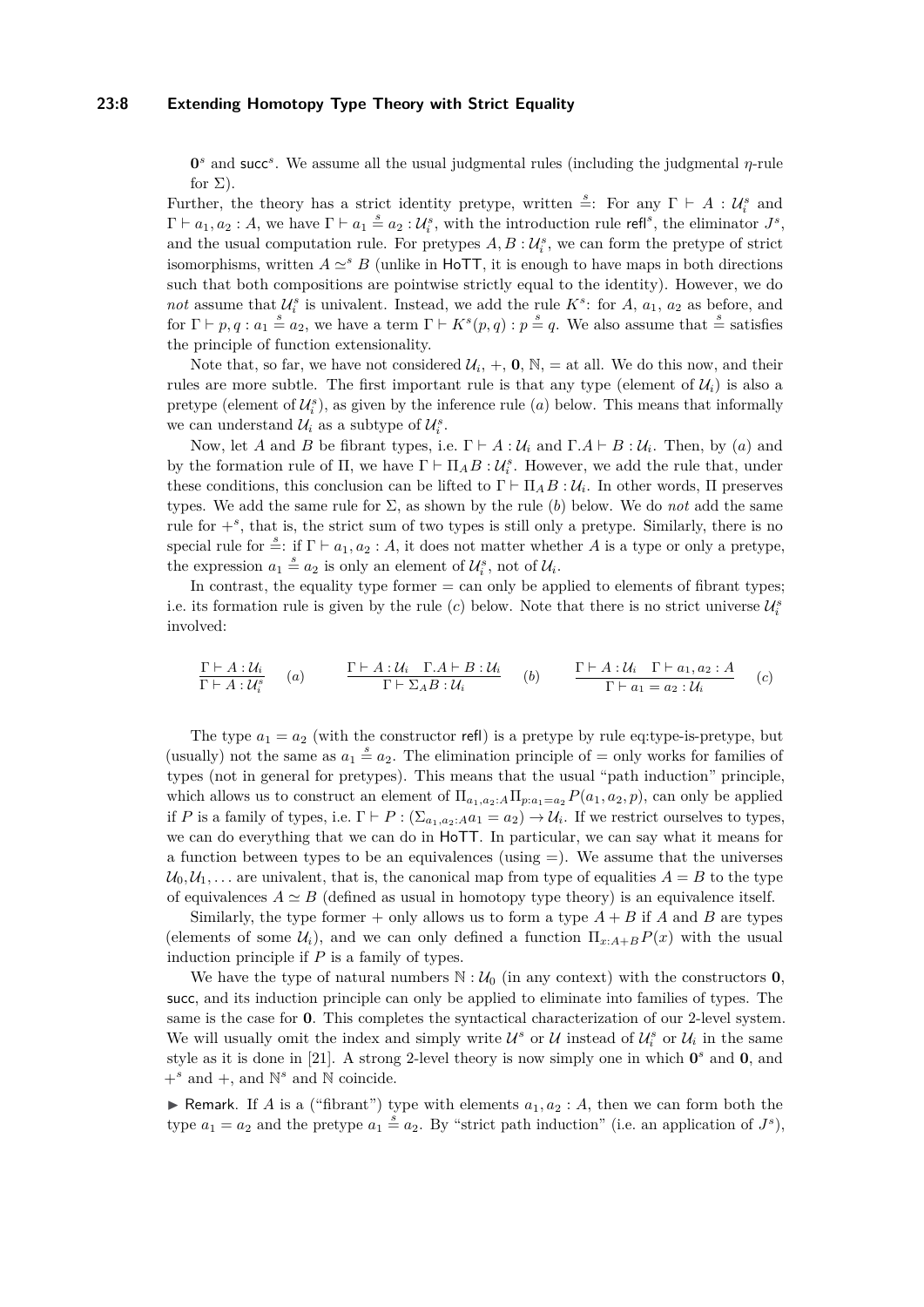$\mathbf{0}^s$ and $\mathsf{succ}^s$. We assume all the usual judgmental rules (including the judgmental $\eta$-rule for $\Sigma$).

Further, the theory has a strict identity pretype, written $\overset{s}{=}$: For any $\Gamma \vdash A : \mathcal{U}_i^s$ and $\Gamma \vdash a_1, a_2 : A$, we have $\Gamma \vdash a_1 \overset{s}{=} a_2 : \mathcal{U}_i^s$, with the introduction rule $\mathsf{refl}^s$, the eliminator $J^s$, and the usual computation rule. For pretypes $A, B : \mathcal{U}_i^s$, we can form the pretype of strict isomorphisms, written $A \simeq^s B$ (unlike in HoTT, it is enough to have maps in both directions such that both compositions are pointwise strictly equal to the identity). However, we do *not* assume that $\mathcal{U}_i^s$ is univalent. Instead, we add the rule $K^s$: for $A$, $a_1$, $a_2$ as before, and for $\Gamma \vdash p, q : a_1 \overset{s}{=} a_2$, we have a term $\Gamma \vdash K^s(p,q) : p \overset{s}{=} q$. We also assume that $\overset{s}{=}$ satisfies the principle of function extensionality.

Note that, so far, we have not considered $\mathcal{U}_i$, $+$, $\mathbf{0}$, $\mathbb{N}$, $=$ at all. We do this now, and their rules are more subtle. The first important rule is that any type (element of $\mathcal{U}_i$) is also a pretype (element of $\mathcal{U}_i^s$), as given by the inference rule $(a)$ below. This means that informally we can understand $\mathcal{U}_i$ as a subtype of $\mathcal{U}_i^s$.

Now, let $A$ and $B$ be fibrant types, i.e. $\Gamma \vdash A : \mathcal{U}_i$ and $\Gamma.A \vdash B : \mathcal{U}_i$. Then, by $(a)$ and by the formation rule of $\Pi$, we have $\Gamma \vdash \Pi_A B : \mathcal{U}_i^s$. However, we add the rule that, under these conditions, this conclusion can be lifted to $\Gamma \vdash \Pi_A B : \mathcal{U}_i$. In other words, $\Pi$ preserves types. We add the same rule for $\Sigma$, as shown by the rule $(b)$ below. We do *not* add the same rule for $+^s$, that is, the strict sum of two types is still only a pretype. Similarly, there is no special rule for $\overset{s}{=}$: if $\Gamma \vdash a_1, a_2 : A$, it does not matter whether $A$ is a type or only a pretype, the expression $a_1 \overset{s}{=} a_2$ is only an element of $\mathcal{U}_i^s$, not of $\mathcal{U}_i$.

In contrast, the equality type former $=$ can only be applied to elements of fibrant types; i.e. its formation rule is given by the rule $(c)$ below. Note that there is no strict universe $\mathcal{U}_i^s$ involved:

$$\frac{\Gamma \vdash A : \mathcal{U}_i}{\Gamma \vdash A : \mathcal{U}_i^s} \;(a) \qquad\qquad \frac{\Gamma \vdash A : \mathcal{U}_i \quad \Gamma.A \vdash B : \mathcal{U}_i}{\Gamma \vdash \Sigma_A B : \mathcal{U}_i} \;(b) \qquad\qquad \frac{\Gamma \vdash A : \mathcal{U}_i \quad \Gamma \vdash a_1, a_2 : A}{\Gamma \vdash a_1 = a_2 : \mathcal{U}_i} \;(c)$$

The type $a_1 = a_2$ (with the constructor $\mathsf{refl}$) is a pretype by rule eq:type-is-pretype, but (usually) not the same as $a_1 \overset{s}{=} a_2$. The elimination principle of $=$ only works for families of types (not in general for pretypes). This means that the usual "path induction" principle, which allows us to construct an element of $\Pi_{a_1,a_2:A}\Pi_{p:a_1=a_2}P(a_1,a_2,p)$, can only be applied if $P$ is a family of types, i.e. $\Gamma \vdash P : (\Sigma_{a_1,a_2:A} a_1 = a_2) \to \mathcal{U}_i$. If we restrict ourselves to types, we can do everything that we can do in HoTT. In particular, we can say what it means for a function between types to be an equivalences (using $=$). We assume that the universes $\mathcal{U}_0, \mathcal{U}_1, \ldots$ are univalent, that is, the canonical map from type of equalities $A = B$ to the type of equivalences $A \simeq B$ (defined as usual in homotopy type theory) is an equivalence itself.

Similarly, the type former $+$ only allows us to form a type $A + B$ if $A$ and $B$ are types (elements of some $\mathcal{U}_i$), and we can only defined a function $\Pi_{x:A+B}P(x)$ with the usual induction principle if $P$ is a family of types.

We have the type of natural numbers $\mathbb{N} : \mathcal{U}_0$ (in any context) with the constructors $\mathbf{0}$, $\mathsf{succ}$, and its induction principle can only be applied to eliminate into families of types. The same is the case for $\mathbf{0}$. This completes the syntactical characterization of our 2-level system. We will usually omit the index and simply write $\mathcal{U}^s$ or $\mathcal{U}$ instead of $\mathcal{U}_i^s$ or $\mathcal{U}_i$ in the same style as it is done in [21]. A strong 2-level theory is now simply one in which $\mathbf{0}^s$ and $\mathbf{0}$, and $+^s$ and $+$, and $\mathbb{N}^s$ and $\mathbb{N}$ coincide.

► Remark. If $A$ is a ("fibrant") type with elements $a_1, a_2 : A$, then we can form both the type $a_1 = a_2$ and the pretype $a_1 \overset{s}{=} a_2$. By "strict path induction" (i.e. an application of $J^s$),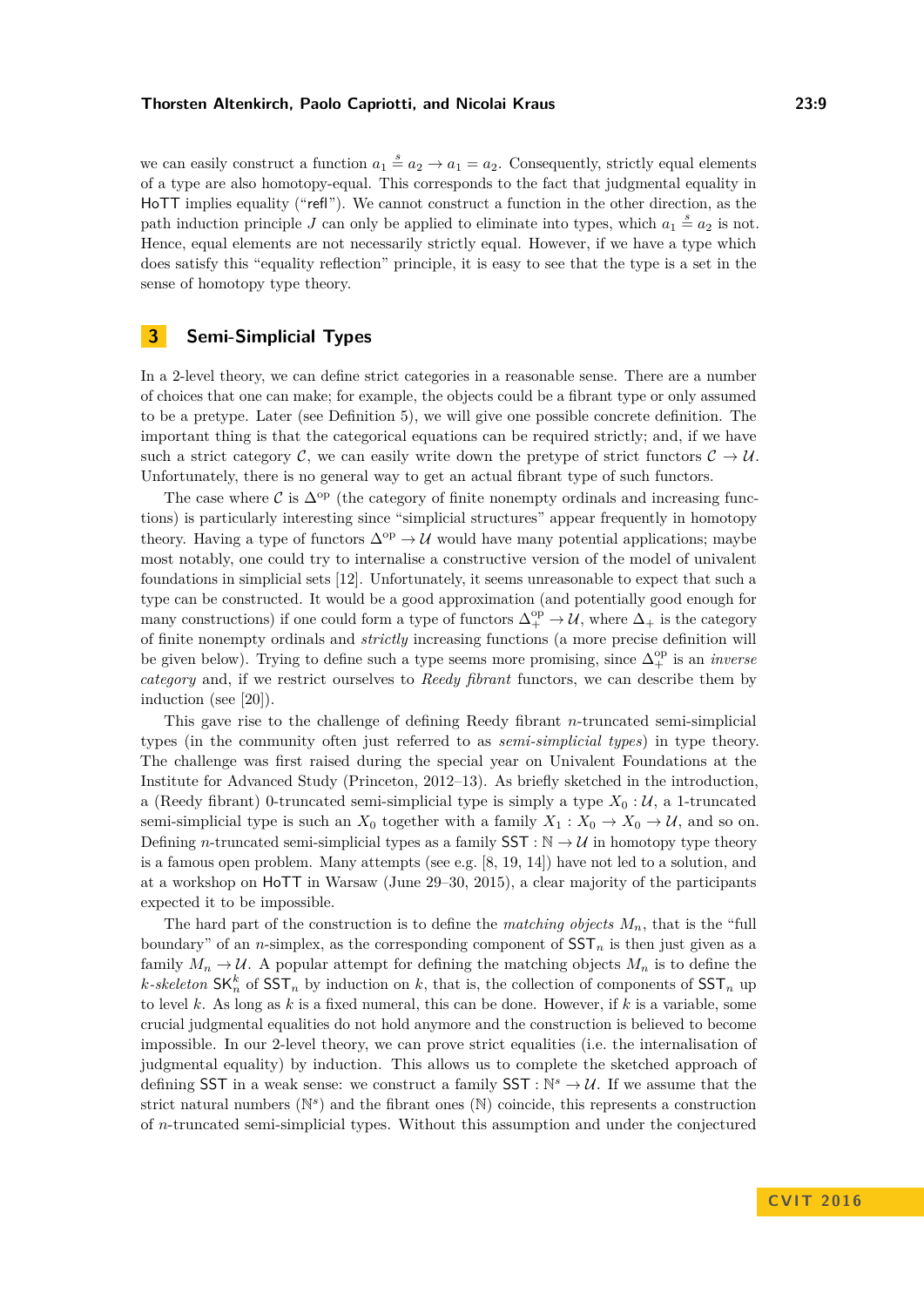we can easily construct a function $a_1 \overset{s}{=} a_2 \to a_1 = a_2$. Consequently, strictly equal elements of a type are also homotopy-equal. This corresponds to the fact that judgmental equality in HoTT implies equality ("refl"). We cannot construct a function in the other direction, as the path induction principle $J$ can only be applied to eliminate into types, which $a_1 \overset{s}{=} a_2$ is not. Hence, equal elements are not necessarily strictly equal. However, if we have a type which does satisfy this "equality reflection" principle, it is easy to see that the type is a set in the sense of homotopy type theory.

## 3 Semi-Simplicial Types

In a 2-level theory, we can define strict categories in a reasonable sense. There are a number of choices that one can make; for example, the objects could be a fibrant type or only assumed to be a pretype. Later (see Definition 5), we will give one possible concrete definition. The important thing is that the categorical equations can be required strictly; and, if we have such a strict category $\mathcal{C}$, we can easily write down the pretype of strict functors $\mathcal{C} \to \mathcal{U}$. Unfortunately, there is no general way to get an actual fibrant type of such functors.

The case where $\mathcal{C}$ is $\Delta^{\mathrm{op}}$ (the category of finite nonempty ordinals and increasing functions) is particularly interesting since "simplicial structures" appear frequently in homotopy theory. Having a type of functors $\Delta^{\mathrm{op}} \to \mathcal{U}$ would have many potential applications; maybe most notably, one could try to internalise a constructive version of the model of univalent foundations in simplicial sets [12]. Unfortunately, it seems unreasonable to expect that such a type can be constructed. It would be a good approximation (and potentially good enough for many constructions) if one could form a type of functors $\Delta_+^{\mathrm{op}} \to \mathcal{U}$, where $\Delta_+$ is the category of finite nonempty ordinals and *strictly* increasing functions (a more precise definition will be given below). Trying to define such a type seems more promising, since $\Delta_+^{\mathrm{op}}$ is an *inverse category* and, if we restrict ourselves to *Reedy fibrant* functors, we can describe them by induction (see [20]).

This gave rise to the challenge of defining Reedy fibrant $n$-truncated semi-simplicial types (in the community often just referred to as *semi-simplicial types*) in type theory. The challenge was first raised during the special year on Univalent Foundations at the Institute for Advanced Study (Princeton, 2012–13). As briefly sketched in the introduction, a (Reedy fibrant) 0-truncated semi-simplicial type is simply a type $X_0 : \mathcal{U}$, a 1-truncated semi-simplicial type is such an $X_0$ together with a family $X_1 : X_0 \to X_0 \to \mathcal{U}$, and so on. Defining $n$-truncated semi-simplicial types as a family $\mathsf{SST} : \mathbb{N} \to \mathcal{U}$ in homotopy type theory is a famous open problem. Many attempts (see e.g. [8, 19, 14]) have not led to a solution, and at a workshop on HoTT in Warsaw (June 29–30, 2015), a clear majority of the participants expected it to be impossible.

The hard part of the construction is to define the *matching objects* $M_n$, that is the "full boundary" of an $n$-simplex, as the corresponding component of $\mathsf{SST}_n$ is then just given as a family $M_n \to \mathcal{U}$. A popular attempt for defining the matching objects $M_n$ is to define the *k-skeleton* $\mathsf{SK}_n^k$ of $\mathsf{SST}_n$ by induction on $k$, that is, the collection of components of $\mathsf{SST}_n$ up to level $k$. As long as $k$ is a fixed numeral, this can be done. However, if $k$ is a variable, some crucial judgmental equalities do not hold anymore and the construction is believed to become impossible. In our 2-level theory, we can prove strict equalities (i.e. the internalisation of judgmental equality) by induction. This allows us to complete the sketched approach of defining $\mathsf{SST}$ in a weak sense: we construct a family $\mathsf{SST} : \mathbb{N}^s \to \mathcal{U}$. If we assume that the strict natural numbers ($\mathbb{N}^s$) and the fibrant ones ($\mathbb{N}$) coincide, this represents a construction of $n$-truncated semi-simplicial types. Without this assumption and under the conjectured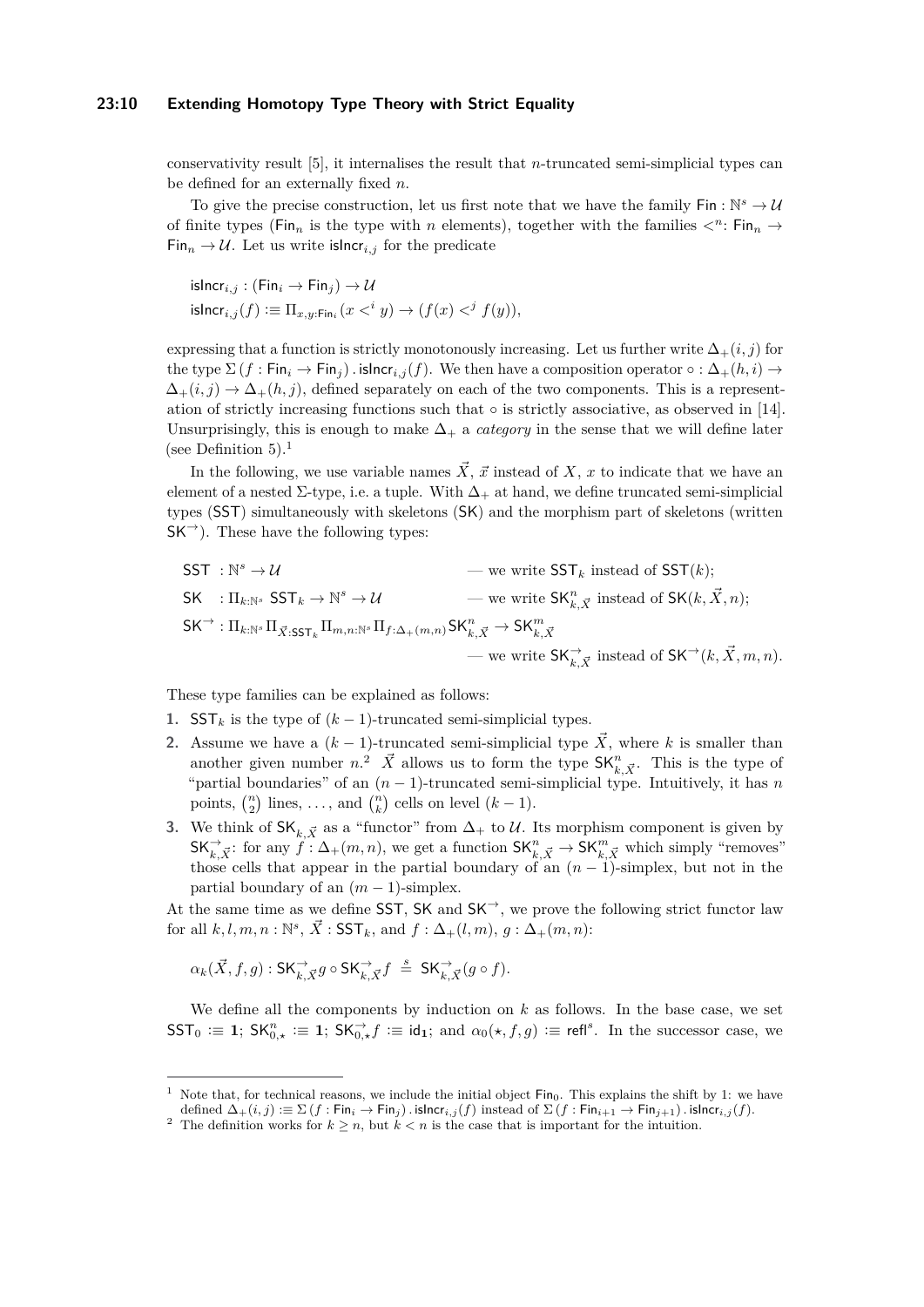conservativity result [5], it internalises the result that $n$-truncated semi-simplicial types can be defined for an externally fixed $n$.

To give the precise construction, let us first note that we have the family $\mathsf{Fin} : \mathbb{N}^s \to \mathcal{U}$ of finite types ($\mathsf{Fin}_n$ is the type with $n$ elements), together with the families $<^n : \mathsf{Fin}_n \to \mathsf{Fin}_n \to \mathcal{U}$. Let us write $\mathsf{isIncr}_{i,j}$ for the predicate

$$
\begin{aligned}
&\mathsf{isIncr}_{i,j} : (\mathsf{Fin}_i \to \mathsf{Fin}_j) \to \mathcal{U} \\
&\mathsf{isIncr}_{i,j}(f) :\equiv \Pi_{x,y:\mathsf{Fin}_i} (x <^i y) \to (f(x) <^j f(y)),
\end{aligned}
$$

expressing that a function is strictly monotonously increasing. Let us further write $\Delta_+(i,j)$ for the type $\Sigma\,(f : \mathsf{Fin}_i \to \mathsf{Fin}_j)\,.\,\mathsf{isIncr}_{i,j}(f)$. We then have a composition operator $\circ : \Delta_+(h,i) \to \Delta_+(i,j) \to \Delta_+(h,j)$, defined separately on each of the two components. This is a representation of strictly increasing functions such that $\circ$ is strictly associative, as observed in [14]. Unsurprisingly, this is enough to make $\Delta_+$ a *category* in the sense that we will define later (see Definition 5).[1]

In the following, we use variable names $\vec{X}$, $\vec{x}$ instead of $X$, $x$ to indicate that we have an element of a nested $\Sigma$-type, i.e. a tuple. With $\Delta_+$ at hand, we define truncated semi-simplicial types ($\mathsf{SST}$) simultaneously with skeletons ($\mathsf{SK}$) and the morphism part of skeletons (written $\mathsf{SK}^{\to}$). These have the following types:

$$
\begin{aligned}
&\mathsf{SST} : \mathbb{N}^s \to \mathcal{U} && \text{— we write } \mathsf{SST}_k \text{ instead of } \mathsf{SST}(k);\\
&\mathsf{SK} : \Pi_{k:\mathbb{N}^s}\ \mathsf{SST}_k \to \mathbb{N}^s \to \mathcal{U} && \text{— we write } \mathsf{SK}^n_{k,\vec{X}} \text{ instead of } \mathsf{SK}(k,\vec{X},n);\\
&\mathsf{SK}^{\to} : \Pi_{k:\mathbb{N}^s}\Pi_{\vec{X}:\mathsf{SST}_k}\Pi_{m,n:\mathbb{N}^s}\Pi_{f:\Delta_+(m,n)}\mathsf{SK}^n_{k,\vec{X}} \to \mathsf{SK}^m_{k,\vec{X}} && \\
& && \text{— we write } \mathsf{SK}^{\to}_{k,\vec{X}} \text{ instead of } \mathsf{SK}^{\to}(k,\vec{X},m,n).
\end{aligned}
$$

These type families can be explained as follows:

1. $\mathsf{SST}_k$ is the type of $(k-1)$-truncated semi-simplicial types.
2. Assume we have a $(k-1)$-truncated semi-simplicial type $\vec{X}$, where $k$ is smaller than another given number $n$.[2] $\vec{X}$ allows us to form the type $\mathsf{SK}^n_{k,\vec{X}}$. This is the type of "partial boundaries" of an $(n-1)$-truncated semi-simplicial type. Intuitively, it has $n$ points, $\binom{n}{2}$ lines, ..., and $\binom{n}{k}$ cells on level $(k-1)$.
3. We think of $\mathsf{SK}_{k,\vec{X}}$ as a "functor" from $\Delta_+$ to $\mathcal{U}$. Its morphism component is given by $\mathsf{SK}^{\to}_{k,\vec{X}}$: for any $f : \Delta_+(m,n)$, we get a function $\mathsf{SK}^n_{k,\vec{X}} \to \mathsf{SK}^m_{k,\vec{X}}$ which simply "removes" those cells that appear in the partial boundary of an $(n-1)$-simplex, but not in the partial boundary of an $(m-1)$-simplex.

At the same time as we define $\mathsf{SST}$, $\mathsf{SK}$ and $\mathsf{SK}^{\to}$, we prove the following strict functor law for all $k,l,m,n : \mathbb{N}^s$, $\vec{X} : \mathsf{SST}_k$, and $f : \Delta_+(l,m)$, $g : \Delta_+(m,n)$:

$$
\alpha_k(\vec{X},f,g) : \mathsf{SK}^{\to}_{k,\vec{X}}g \circ \mathsf{SK}^{\to}_{k,\vec{X}}f \ \overset{s}{=}\ \mathsf{SK}^{\to}_{k,\vec{X}}(g \circ f).
$$

We define all the components by induction on $k$ as follows. In the base case, we set $\mathsf{SST}_0 :\equiv \mathbf{1}$; $\mathsf{SK}^n_{0,\star} :\equiv \mathbf{1}$; $\mathsf{SK}^{\to}_{0,\star}f :\equiv \mathsf{id}_{\mathbf{1}}$; and $\alpha_0(\star,f,g) :\equiv \mathsf{refl}^s$. In the successor case, we

---

[1] Note that, for technical reasons, we include the initial object $\mathsf{Fin}_0$. This explains the shift by 1: we have defined $\Delta_+(i,j) :\equiv \Sigma\,(f : \mathsf{Fin}_i \to \mathsf{Fin}_j)\,.\,\mathsf{isIncr}_{i,j}(f)$ instead of $\Sigma\,(f : \mathsf{Fin}_{i+1} \to \mathsf{Fin}_{j+1})\,.\,\mathsf{isIncr}_{i,j}(f)$.

[2] The definition works for $k \geq n$, but $k < n$ is the case that is important for the intuition.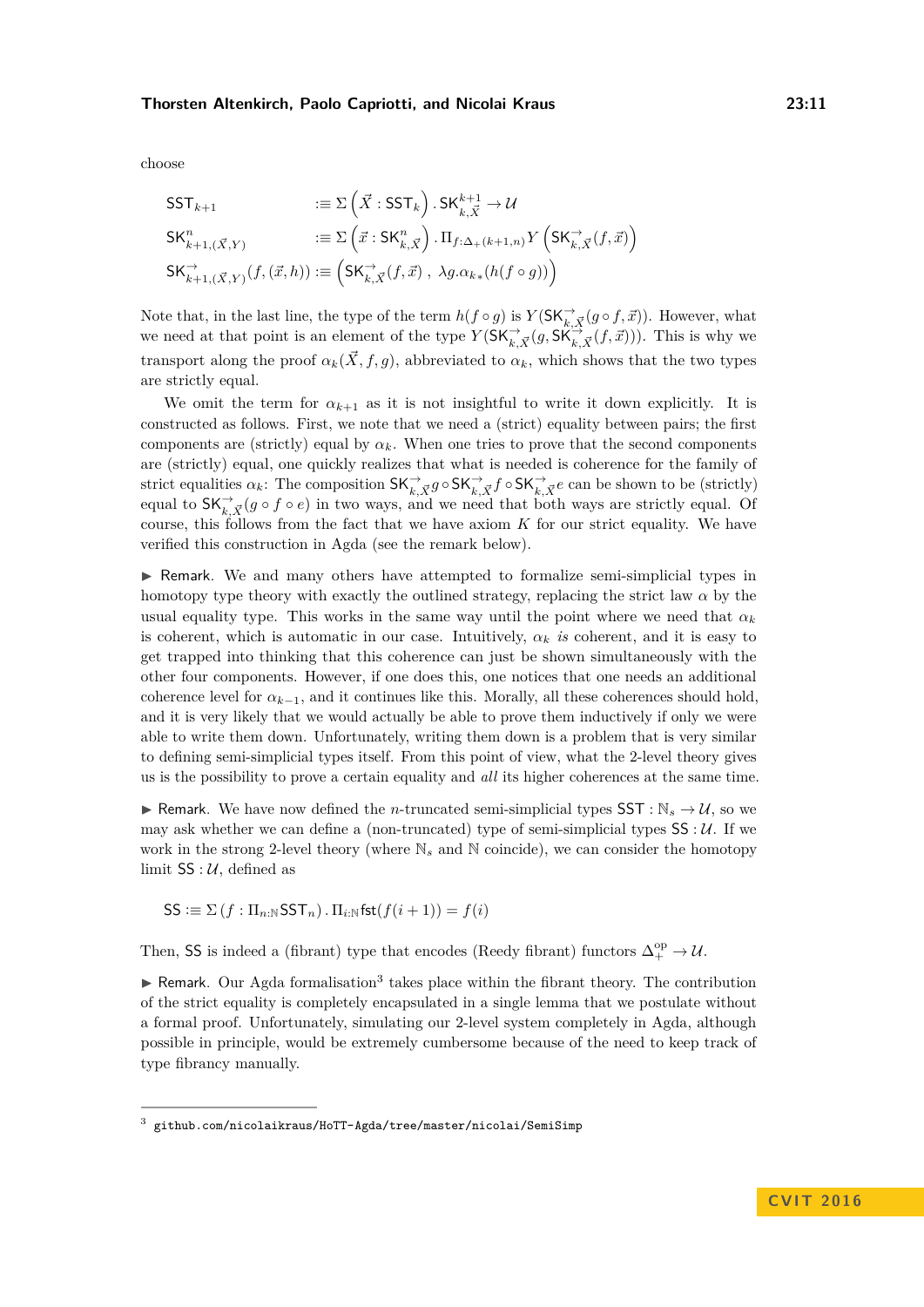choose

$$
\begin{aligned}
\mathsf{SST}_{k+1} \quad &:\equiv \Sigma\left(\vec{X} : \mathsf{SST}_k\right).\, \mathsf{SK}^{k+1}_{k,\vec{X}} \to \mathcal{U} \\
\mathsf{SK}^{n}_{k+1,(\vec{X},Y)} \quad &:\equiv \Sigma\left(\vec{x} : \mathsf{SK}^{n}_{k,\vec{X}}\right).\, \Pi_{f:\Delta_+(k+1,n)} Y\left(\mathsf{SK}^{\rightarrow}_{k,\vec{X}}(f,\vec{x})\right) \\
\mathsf{SK}^{\rightarrow}_{k+1,(\vec{X},Y)}(f,(\vec{x},h)) &:\equiv \left(\mathsf{SK}^{\rightarrow}_{k,\vec{X}}(f,\vec{x})\ ,\ \lambda g.{\alpha_k}_*(h(f\circ g))\right)
\end{aligned}
$$

Note that, in the last line, the type of the term $h(f \circ g)$ is $Y(\mathsf{SK}^{\rightarrow}_{k,\vec{X}}(g \circ f, \vec{x}))$. However, what we need at that point is an element of the type $Y(\mathsf{SK}^{\rightarrow}_{k,\vec{X}}(g, \mathsf{SK}^{\rightarrow}_{k,\vec{X}}(f, \vec{x})))$. This is why we transport along the proof $\alpha_k(\vec{X}, f, g)$, abbreviated to $\alpha_k$, which shows that the two types are strictly equal.

We omit the term for $\alpha_{k+1}$ as it is not insightful to write it down explicitly. It is constructed as follows. First, we note that we need a (strict) equality between pairs; the first components are (strictly) equal by $\alpha_k$. When one tries to prove that the second components are (strictly) equal, one quickly realizes that what is needed is coherence for the family of strict equalities $\alpha_k$: The composition $\mathsf{SK}^{\rightarrow}_{k,\vec{X}} g \circ \mathsf{SK}^{\rightarrow}_{k,\vec{X}} f \circ \mathsf{SK}^{\rightarrow}_{k,\vec{X}} e$ can be shown to be (strictly) equal to $\mathsf{SK}^{\rightarrow}_{k,\vec{X}}(g \circ f \circ e)$ in two ways, and we need that both ways are strictly equal. Of course, this follows from the fact that we have axiom $K$ for our strict equality. We have verified this construction in Agda (see the remark below).

▶ Remark. We and many others have attempted to formalize semi-simplicial types in homotopy type theory with exactly the outlined strategy, replacing the strict law $\alpha$ by the usual equality type. This works in the same way until the point where we need that $\alpha_k$ is coherent, which is automatic in our case. Intuitively, $\alpha_k$ *is* coherent, and it is easy to get trapped into thinking that this coherence can just be shown simultaneously with the other four components. However, if one does this, one notices that one needs an additional coherence level for $\alpha_{k-1}$, and it continues like this. Morally, all these coherences should hold, and it is very likely that we would actually be able to prove them inductively if only we were able to write them down. Unfortunately, writing them down is a problem that is very similar to defining semi-simplicial types itself. From this point of view, what the 2-level theory gives us is the possibility to prove a certain equality and *all* its higher coherences at the same time.

▶ Remark. We have now defined the $n$-truncated semi-simplicial types $\mathsf{SST} : \mathbb{N}_s \to \mathcal{U}$, so we may ask whether we can define a (non-truncated) type of semi-simplicial types $\mathsf{SS} : \mathcal{U}$. If we work in the strong 2-level theory (where $\mathbb{N}_s$ and $\mathbb{N}$ coincide), we can consider the homotopy limit $\mathsf{SS} : \mathcal{U}$, defined as

$$
\mathsf{SS} :\equiv \Sigma\left(f : \Pi_{n:\mathbb{N}}\mathsf{SST}_n\right).\, \Pi_{i:\mathbb{N}}\mathsf{fst}(f(i+1)) = f(i)
$$

Then, $\mathsf{SS}$ is indeed a (fibrant) type that encodes (Reedy fibrant) functors $\Delta^{\mathrm{op}}_+ \to \mathcal{U}$.

▶ Remark. Our Agda formalisation[3] takes place within the fibrant theory. The contribution of the strict equality is completely encapsulated in a single lemma that we postulate without a formal proof. Unfortunately, simulating our 2-level system completely in Agda, although possible in principle, would be extremely cumbersome because of the need to keep track of type fibrancy manually.

[3] github.com/nicolaikraus/HoTT-Agda/tree/master/nicolai/SemiSimp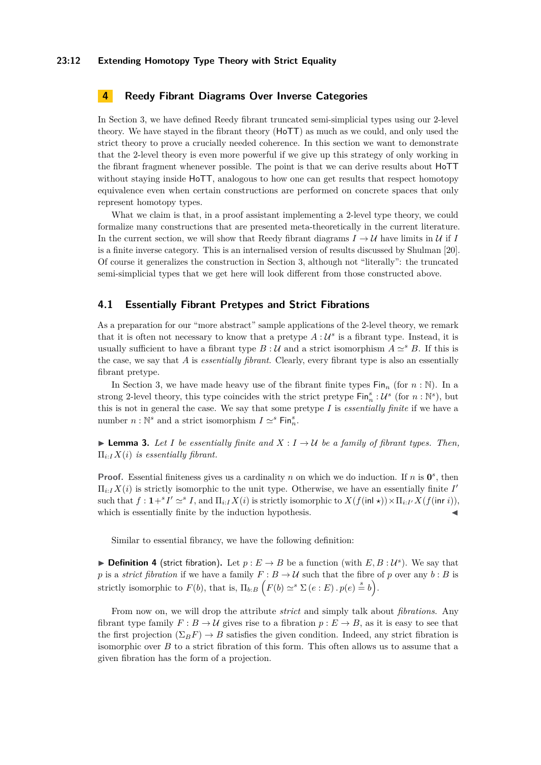## 4 Reedy Fibrant Diagrams Over Inverse Categories

In Section 3, we have defined Reedy fibrant truncated semi-simplicial types using our 2-level theory. We have stayed in the fibrant theory (HoTT) as much as we could, and only used the strict theory to prove a crucially needed coherence. In this section we want to demonstrate that the 2-level theory is even more powerful if we give up this strategy of only working in the fibrant fragment whenever possible. The point is that we can derive results about HoTT without staying inside HoTT, analogous to how one can get results that respect homotopy equivalence even when certain constructions are performed on concrete spaces that only represent homotopy types.

What we claim is that, in a proof assistant implementing a 2-level type theory, we could formalize many constructions that are presented meta-theoretically in the current literature. In the current section, we will show that Reedy fibrant diagrams $I \to \mathcal{U}$ have limits in $\mathcal{U}$ if $I$ is a finite inverse category. This is an internalised version of results discussed by Shulman [20]. Of course it generalizes the construction in Section 3, although not "literally": the truncated semi-simplicial types that we get here will look different from those constructed above.

### 4.1 Essentially Fibrant Pretypes and Strict Fibrations

As a preparation for our "more abstract" sample applications of the 2-level theory, we remark that it is often not necessary to know that a pretype $A : \mathcal{U}^s$ is a fibrant type. Instead, it is usually sufficient to have a fibrant type $B : \mathcal{U}$ and a strict isomorphism $A \simeq^s B$. If this is the case, we say that $A$ is *essentially fibrant*. Clearly, every fibrant type is also an essentially fibrant pretype.

In Section 3, we have made heavy use of the fibrant finite types $\mathsf{Fin}_n$ (for $n : \mathbb{N}$). In a strong 2-level theory, this type coincides with the strict pretype $\mathsf{Fin}^s_n : \mathcal{U}^s$ (for $n : \mathbb{N}^s$), but this is not in general the case. We say that some pretype $I$ is *essentially finite* if we have a number $n : \mathbb{N}^s$ and a strict isomorphism $I \simeq^s \mathsf{Fin}^s_n$.

▶ **Lemma 3.** *Let $I$ be essentially finite and $X : I \to \mathcal{U}$ be a family of fibrant types. Then, $\Pi_{i:I} X(i)$ is essentially fibrant.*

**Proof.** Essential finiteness gives us a cardinality $n$ on which we do induction. If $n$ is $\mathbf{0}^s$, then $\Pi_{i:I} X(i)$ is strictly isomorphic to the unit type. Otherwise, we have an essentially finite $I'$ such that $f : \mathbf{1} +^s I' \simeq^s I$, and $\Pi_{i:I} X(i)$ is strictly isomorphic to $X(f(\mathsf{inl}\ \star)) \times \Pi_{i:I'} X(f(\mathsf{inr}\ i))$, which is essentially finite by the induction hypothesis. ◀

Similar to essential fibrancy, we have the following definition:

▶ **Definition 4** (strict fibration). Let $p : E \to B$ be a function (with $E, B : \mathcal{U}^s$). We say that $p$ is a *strict fibration* if we have a family $F : B \to \mathcal{U}$ such that the fibre of $p$ over any $b : B$ is strictly isomorphic to $F(b)$, that is, $\Pi_{b:B} \left( F(b) \simeq^s \Sigma\,(e : E)\,.\,p(e) \overset{s}{=} b \right)$.

From now on, we will drop the attribute *strict* and simply talk about *fibrations*. Any fibrant type family $F : B \to \mathcal{U}$ gives rise to a fibration $p : E \to B$, as it is easy to see that the first projection $(\Sigma_B F) \to B$ satisfies the given condition. Indeed, any strict fibration is isomorphic over $B$ to a strict fibration of this form. This often allows us to assume that a given fibration has the form of a projection.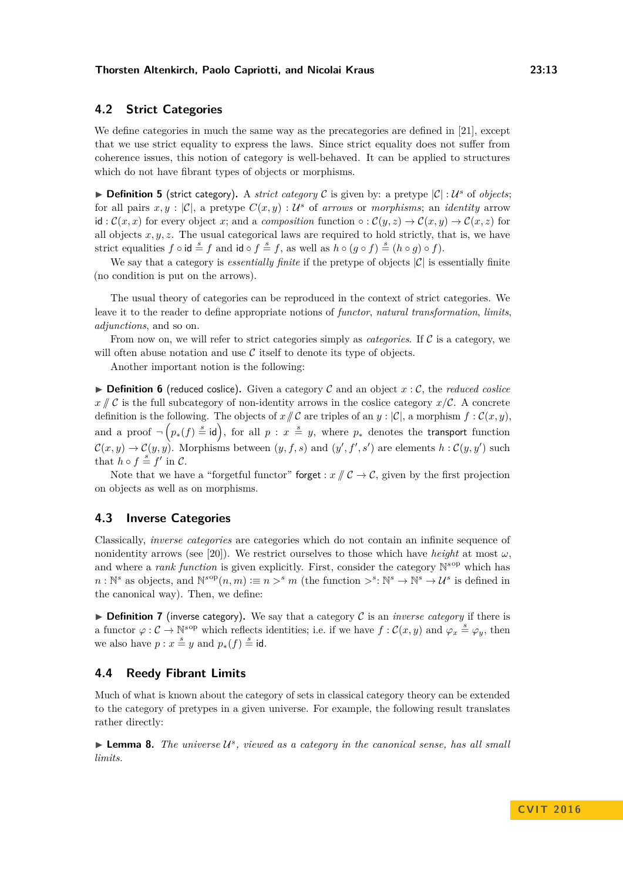## 4.2 Strict Categories

We define categories in much the same way as the precategories are defined in [21], except that we use strict equality to express the laws. Since strict equality does not suffer from coherence issues, this notion of category is well-behaved. It can be applied to structures which do not have fibrant types of objects or morphisms.

▶ **Definition 5** (strict category). A *strict category* $\mathcal{C}$ is given by: a pretype $|\mathcal{C}| : \mathcal{U}^s$ of *objects*; for all pairs $x, y : |\mathcal{C}|$, a pretype $C(x, y) : \mathcal{U}^s$ of *arrows* or *morphisms*; an *identity* arrow $\mathsf{id} : \mathcal{C}(x, x)$ for every object $x$; and a *composition* function $\circ : \mathcal{C}(y, z) \to \mathcal{C}(x, y) \to \mathcal{C}(x, z)$ for all objects $x, y, z$. The usual categorical laws are required to hold strictly, that is, we have strict equalities $f \circ \mathsf{id} \overset{s}{=} f$ and $\mathsf{id} \circ f \overset{s}{=} f$, as well as $h \circ (g \circ f) \overset{s}{=} (h \circ g) \circ f$).

We say that a category is *essentially finite* if the pretype of objects $|\mathcal{C}|$ is essentially finite (no condition is put on the arrows).

The usual theory of categories can be reproduced in the context of strict categories. We leave it to the reader to define appropriate notions of *functor*, *natural transformation*, *limits*, *adjunctions*, and so on.

From now on, we will refer to strict categories simply as *categories*. If $\mathcal{C}$ is a category, we will often abuse notation and use $\mathcal{C}$ itself to denote its type of objects.

Another important notion is the following:

▶ **Definition 6** (reduced coslice). Given a category $\mathcal{C}$ and an object $x : \mathcal{C}$, the *reduced coslice* $x \mathbin{/\!\!/} \mathcal{C}$ is the full subcategory of non-identity arrows in the coslice category $x/\mathcal{C}$. A concrete definition is the following. The objects of $x \mathbin{/\!\!/} \mathcal{C}$ are triples of an $y : |\mathcal{C}|$, a morphism $f : \mathcal{C}(x, y)$, and a proof $\neg \left(p_*(f) \overset{s}{=} \mathsf{id}\right)$, for all $p : x \overset{s}{=} y$, where $p_*$ denotes the $\mathsf{transport}$ function $\mathcal{C}(x, y) \to \mathcal{C}(y, y)$. Morphisms between $(y, f, s)$ and $(y', f', s')$ are elements $h : \mathcal{C}(y, y')$ such that $h \circ f \overset{s}{=} f'$ in $\mathcal{C}$.

Note that we have a "forgetful functor" $\mathsf{forget} : x \mathbin{/\!\!/} \mathcal{C} \to \mathcal{C}$, given by the first projection on objects as well as on morphisms.

## 4.3 Inverse Categories

Classically, *inverse categories* are categories which do not contain an infinite sequence of nonidentity arrows (see [20]). We restrict ourselves to those which have *height* at most $\omega$, and where a *rank function* is given explicitly. First, consider the category $\mathbb{N}^{s\,\mathrm{op}}$ which has $n : \mathbb{N}^s$ as objects, and $\mathbb{N}^{s\,\mathrm{op}}(n, m) :\equiv n >^s m$ (the function $>^s : \mathbb{N}^s \to \mathbb{N}^s \to \mathcal{U}^s$ is defined in the canonical way). Then, we define:

▶ **Definition 7** (inverse category). We say that a category $\mathcal{C}$ is an *inverse category* if there is a functor $\varphi : \mathcal{C} \to \mathbb{N}^{s\,\mathrm{op}}$ which reflects identities; i.e. if we have $f : \mathcal{C}(x, y)$ and $\varphi_x \overset{s}{=} \varphi_y$, then we also have $p : x \overset{s}{=} y$ and $p_*(f) \overset{s}{=} \mathsf{id}$.

## 4.4 Reedy Fibrant Limits

Much of what is known about the category of sets in classical category theory can be extended to the category of pretypes in a given universe. For example, the following result translates rather directly:

▶ **Lemma 8.** *The universe $\mathcal{U}^s$, viewed as a category in the canonical sense, has all small limits.*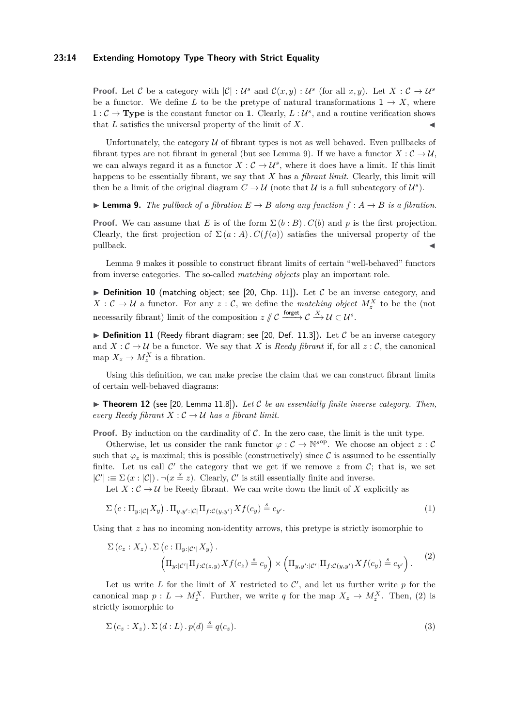**Proof.** Let $\mathcal{C}$ be a category with $|\mathcal{C}| : \mathcal{U}^s$ and $\mathcal{C}(x, y) : \mathcal{U}^s$ (for all $x, y$). Let $X : \mathcal{C} \to \mathcal{U}^s$ be a functor. We define $L$ to be the pretype of natural transformations $1 \to X$, where $1 : \mathcal{C} \to \mathbf{Type}$ is the constant functor on $\mathbf{1}$. Clearly, $L : \mathcal{U}^s$, and a routine verification shows that $L$ satisfies the universal property of the limit of $X$. ◀

Unfortunately, the category $\mathcal{U}$ of fibrant types is not as well behaved. Even pullbacks of fibrant types are not fibrant in general (but see Lemma 9). If we have a functor $X : \mathcal{C} \to \mathcal{U}$, we can always regard it as a functor $X : \mathcal{C} \to \mathcal{U}^s$, where it does have a limit. If this limit happens to be essentially fibrant, we say that $X$ has a *fibrant limit*. Clearly, this limit will then be a limit of the original diagram $C \to \mathcal{U}$ (note that $\mathcal{U}$ is a full subcategory of $\mathcal{U}^s$).

▶ **Lemma 9.** *The pullback of a fibration $E \to B$ along any function $f : A \to B$ is a fibration.*

**Proof.** We can assume that $E$ is of the form $\Sigma\,(b : B)\,.\,C(b)$ and $p$ is the first projection. Clearly, the first projection of $\Sigma\,(a : A)\,.\,C(f(a))$ satisfies the universal property of the pullback. ◀

Lemma 9 makes it possible to construct fibrant limits of certain "well-behaved" functors from inverse categories. The so-called *matching objects* play an important role.

▶ **Definition 10** (matching object; see [20, Chp. 11]). Let $\mathcal{C}$ be an inverse category, and $X : \mathcal{C} \to \mathcal{U}$ a functor. For any $z : \mathcal{C}$, we define the *matching object* $M_z^X$ to be the (not necessarily fibrant) limit of the composition $z \mathbin{/\!\!/} \mathcal{C} \xrightarrow{\mathsf{forget}} \mathcal{C} \xrightarrow{X} \mathcal{U} \subset \mathcal{U}^s$.

▶ **Definition 11** (Reedy fibrant diagram; see [20, Def. 11.3]). Let $\mathcal{C}$ be an inverse category and $X : \mathcal{C} \to \mathcal{U}$ be a functor. We say that $X$ is *Reedy fibrant* if, for all $z : \mathcal{C}$, the canonical map $X_z \to M_z^X$ is a fibration.

Using this definition, we can make precise the claim that we can construct fibrant limits of certain well-behaved diagrams:

▶ **Theorem 12** (see [20, Lemma 11.8]). *Let $\mathcal{C}$ be an essentially finite inverse category. Then, every Reedy fibrant $X : \mathcal{C} \to \mathcal{U}$ has a fibrant limit.*

**Proof.** By induction on the cardinality of $\mathcal{C}$. In the zero case, the limit is the unit type.

Otherwise, let us consider the rank functor $\varphi : \mathcal{C} \to \mathbb{N}^{s\,\mathrm{op}}$. We choose an object $z : \mathcal{C}$ such that $\varphi_z$ is maximal; this is possible (constructively) since $\mathcal{C}$ is assumed to be essentially finite. Let us call $\mathcal{C}'$ the category that we get if we remove $z$ from $\mathcal{C}$; that is, we set $|\mathcal{C}'| :\equiv \Sigma\,(x : |\mathcal{C}|)\,.\,\neg(x \overset{s}{=} z)$. Clearly, $\mathcal{C}'$ is still essentially finite and inverse.

Let $X : \mathcal{C} \to \mathcal{U}$ be Reedy fibrant. We can write down the limit of $X$ explicitly as

$$\Sigma\left(c : \Pi_{y:|\mathcal{C}|} X_y\right).\,\Pi_{y,y':|\mathcal{C}|}\Pi_{f:\mathcal{C}(y,y')} Xf(c_y) \overset{s}{=} c_{y'}. \tag{1}$$

Using that $z$ has no incoming non-identity arrows, this pretype is strictly isomorphic to

$$\begin{aligned}\Sigma\,(c_z : X_z)\,.\,\Sigma\left(c : \Pi_{y:|\mathcal{C}'|} X_y\right).&\\ \left(\Pi_{y:|\mathcal{C}'|}\Pi_{f:\mathcal{C}(z,y)} Xf(c_z) \overset{s}{=} c_y\right) &\times \left(\Pi_{y,y':|\mathcal{C}'|}\Pi_{f:\mathcal{C}(y,y')} Xf(c_y) \overset{s}{=} c_{y'}\right).\end{aligned} \tag{2}$$

Let us write $L$ for the limit of $X$ restricted to $\mathcal{C}'$, and let us further write $p$ for the canonical map $p : L \to M_z^X$. Further, we write $q$ for the map $X_z \to M_z^X$. Then, (2) is strictly isomorphic to

$$\Sigma\,(c_z : X_z)\,.\,\Sigma\,(d : L)\,.\,p(d) \overset{s}{=} q(c_z). \tag{3}$$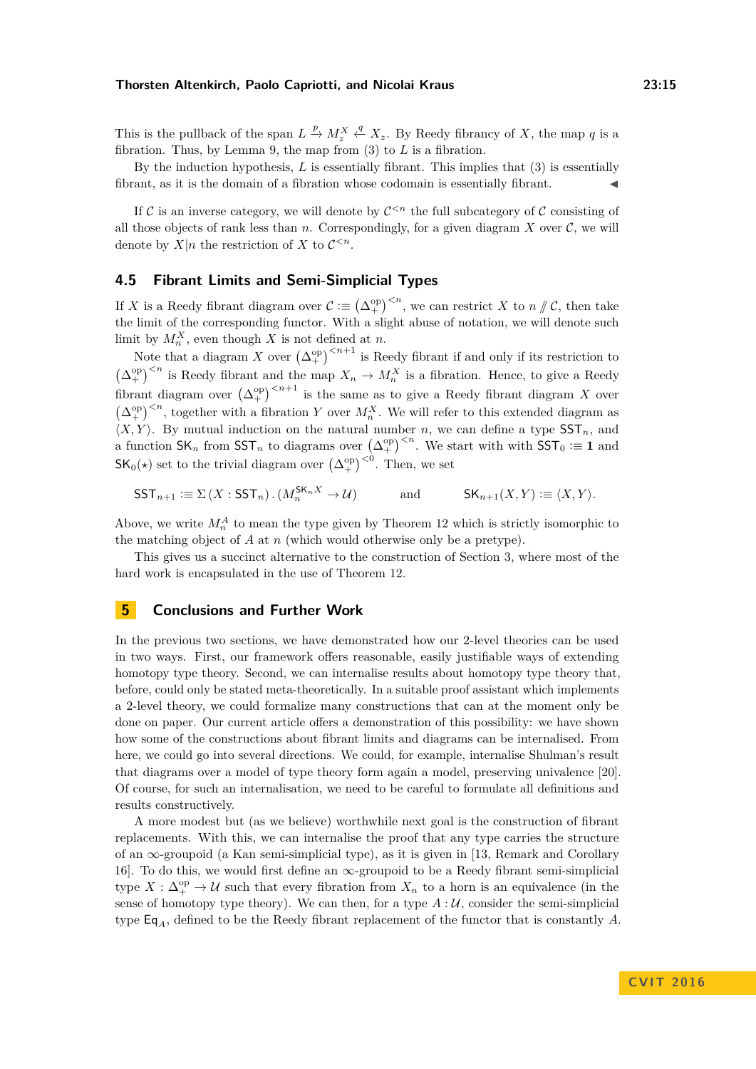This is the pullback of the span $L \xrightarrow{p} M_z^X \xleftarrow{q} X_z$. By Reedy fibrancy of $X$, the map $q$ is a fibration. Thus, by Lemma 9, the map from (3) to $L$ is a fibration.

By the induction hypothesis, $L$ is essentially fibrant. This implies that (3) is essentially fibrant, as it is the domain of a fibration whose codomain is essentially fibrant. ◀

If $\mathcal{C}$ is an inverse category, we will denote by $\mathcal{C}^{<n}$ the full subcategory of $\mathcal{C}$ consisting of all those objects of rank less than $n$. Correspondingly, for a given diagram $X$ over $\mathcal{C}$, we will denote by $X|n$ the restriction of $X$ to $\mathcal{C}^{<n}$.

## 4.5 Fibrant Limits and Semi-Simplicial Types

If $X$ is a Reedy fibrant diagram over $\mathcal{C} :\equiv \left(\Delta_+^{\mathrm{op}}\right)^{<n}$, we can restrict $X$ to $n \,/\!\!/\, \mathcal{C}$, then take the limit of the corresponding functor. With a slight abuse of notation, we will denote such limit by $M_n^X$, even though $X$ is not defined at $n$.

Note that a diagram $X$ over $\left(\Delta_+^{\mathrm{op}}\right)^{<n+1}$ is Reedy fibrant if and only if its restriction to $\left(\Delta_+^{\mathrm{op}}\right)^{<n}$ is Reedy fibrant and the map $X_n \to M_n^X$ is a fibration. Hence, to give a Reedy fibrant diagram over $\left(\Delta_+^{\mathrm{op}}\right)^{<n+1}$ is the same as to give a Reedy fibrant diagram $X$ over $\left(\Delta_+^{\mathrm{op}}\right)^{<n}$, together with a fibration $Y$ over $M_n^X$. We will refer to this extended diagram as $\langle X, Y \rangle$. By mutual induction on the natural number $n$, we can define a type $\mathsf{SST}_n$, and a function $\mathsf{SK}_n$ from $\mathsf{SST}_n$ to diagrams over $\left(\Delta_+^{\mathrm{op}}\right)^{<n}$. We start with with $\mathsf{SST}_0 :\equiv \mathbf{1}$ and $\mathsf{SK}_0(\star)$ set to the trivial diagram over $\left(\Delta_+^{\mathrm{op}}\right)^{<0}$. Then, we set

$$\mathsf{SST}_{n+1} :\equiv \Sigma\,(X : \mathsf{SST}_n)\,.\,(M_n^{\mathsf{SK}_n X} \to \mathcal{U}) \qquad \text{and} \qquad \mathsf{SK}_{n+1}(X, Y) :\equiv \langle X, Y \rangle.$$

Above, we write $M_n^A$ to mean the type given by Theorem 12 which is strictly isomorphic to the matching object of $A$ at $n$ (which would otherwise only be a pretype).

This gives us a succinct alternative to the construction of Section 3, where most of the hard work is encapsulated in the use of Theorem 12.

# 5 Conclusions and Further Work

In the previous two sections, we have demonstrated how our 2-level theories can be used in two ways. First, our framework offers reasonable, easily justifiable ways of extending homotopy type theory. Second, we can internalise results about homotopy type theory that, before, could only be stated meta-theoretically. In a suitable proof assistant which implements a 2-level theory, we could formalize many constructions that can at the moment only be done on paper. Our current article offers a demonstration of this possibility: we have shown how some of the constructions about fibrant limits and diagrams can be internalised. From here, we could go into several directions. We could, for example, internalise Shulman's result that diagrams over a model of type theory form again a model, preserving univalence [20]. Of course, for such an internalisation, we need to be careful to formulate all definitions and results constructively.

A more modest but (as we believe) worthwhile next goal is the construction of fibrant replacements. With this, we can internalise the proof that any type carries the structure of an $\infty$-groupoid (a Kan semi-simplicial type), as it is given in [13, Remark and Corollary 16]. To do this, we would first define an $\infty$-groupoid to be a Reedy fibrant semi-simplicial type $X : \Delta_+^{\mathrm{op}} \to \mathcal{U}$ such that every fibration from $X_n$ to a horn is an equivalence (in the sense of homotopy type theory). We can then, for a type $A : \mathcal{U}$, consider the semi-simplicial type $\mathsf{Eq}_A$, defined to be the Reedy fibrant replacement of the functor that is constantly $A$.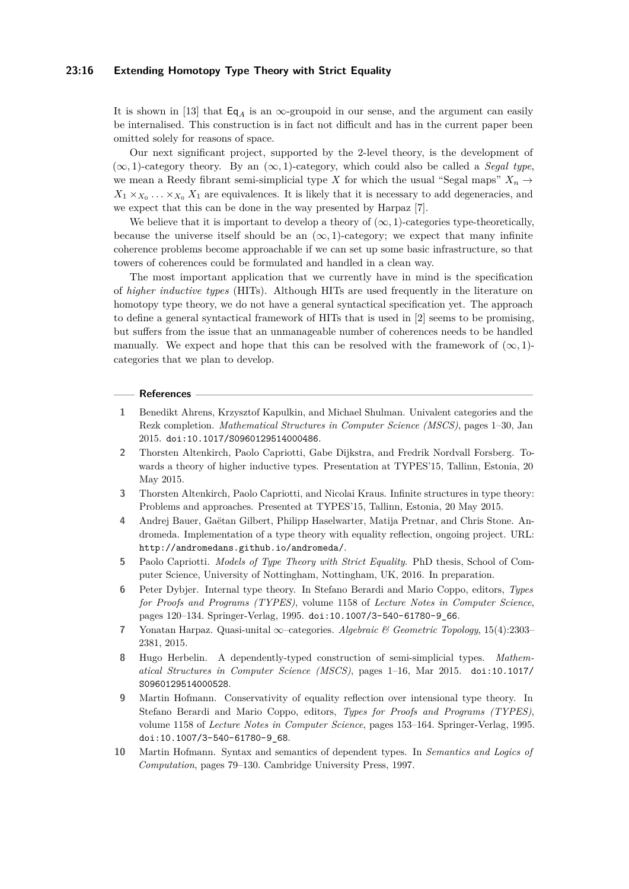It is shown in [13] that $\mathsf{Eq}_A$ is an $\infty$-groupoid in our sense, and the argument can easily be internalised. This construction is in fact not difficult and has in the current paper been omitted solely for reasons of space.

Our next significant project, supported by the 2-level theory, is the development of $(\infty, 1)$-category theory. By an $(\infty, 1)$-category, which could also be called a *Segal type*, we mean a Reedy fibrant semi-simplicial type $X$ for which the usual "Segal maps" $X_n \to X_1 \times_{X_0} \ldots \times_{X_0} X_1$ are equivalences. It is likely that it is necessary to add degeneracies, and we expect that this can be done in the way presented by Harpaz [7].

We believe that it is important to develop a theory of $(\infty, 1)$-categories type-theoretically, because the universe itself should be an $(\infty, 1)$-category; we expect that many infinite coherence problems become approachable if we can set up some basic infrastructure, so that towers of coherences could be formulated and handled in a clean way.

The most important application that we currently have in mind is the specification of *higher inductive types* (HITs). Although HITs are used frequently in the literature on homotopy type theory, we do not have a general syntactical specification yet. The approach to define a general syntactical framework of HITs that is used in [2] seems to be promising, but suffers from the issue that an unmanageable number of coherences needs to be handled manually. We expect and hope that this can be resolved with the framework of $(\infty, 1)$-categories that we plan to develop.

## References

1. Benedikt Ahrens, Krzysztof Kapulkin, and Michael Shulman. Univalent categories and the Rezk completion. *Mathematical Structures in Computer Science (MSCS)*, pages 1–30, Jan 2015. doi:10.1017/S0960129514000486.
2. Thorsten Altenkirch, Paolo Capriotti, Gabe Dijkstra, and Fredrik Nordvall Forsberg. Towards a theory of higher inductive types. Presentation at TYPES'15, Tallinn, Estonia, 20 May 2015.
3. Thorsten Altenkirch, Paolo Capriotti, and Nicolai Kraus. Infinite structures in type theory: Problems and approaches. Presented at TYPES'15, Tallinn, Estonia, 20 May 2015.
4. Andrej Bauer, Gaëtan Gilbert, Philipp Haselwarter, Matija Pretnar, and Chris Stone. Andromeda. Implementation of a type theory with equality reflection, ongoing project. URL: http://andromedans.github.io/andromeda/.
5. Paolo Capriotti. *Models of Type Theory with Strict Equality*. PhD thesis, School of Computer Science, University of Nottingham, Nottingham, UK, 2016. In preparation.
6. Peter Dybjer. Internal type theory. In Stefano Berardi and Mario Coppo, editors, *Types for Proofs and Programs (TYPES)*, volume 1158 of *Lecture Notes in Computer Science*, pages 120–134. Springer-Verlag, 1995. doi:10.1007/3-540-61780-9_66.
7. Yonatan Harpaz. Quasi-unital $\infty$–categories. *Algebraic & Geometric Topology*, 15(4):2303–2381, 2015.
8. Hugo Herbelin. A dependently-typed construction of semi-simplicial types. *Mathematical Structures in Computer Science (MSCS)*, pages 1–16, Mar 2015. doi:10.1017/S0960129514000528.
9. Martin Hofmann. Conservativity of equality reflection over intensional type theory. In Stefano Berardi and Mario Coppo, editors, *Types for Proofs and Programs (TYPES)*, volume 1158 of *Lecture Notes in Computer Science*, pages 153–164. Springer-Verlag, 1995. doi:10.1007/3-540-61780-9_68.
10. Martin Hofmann. Syntax and semantics of dependent types. In *Semantics and Logics of Computation*, pages 79–130. Cambridge University Press, 1997.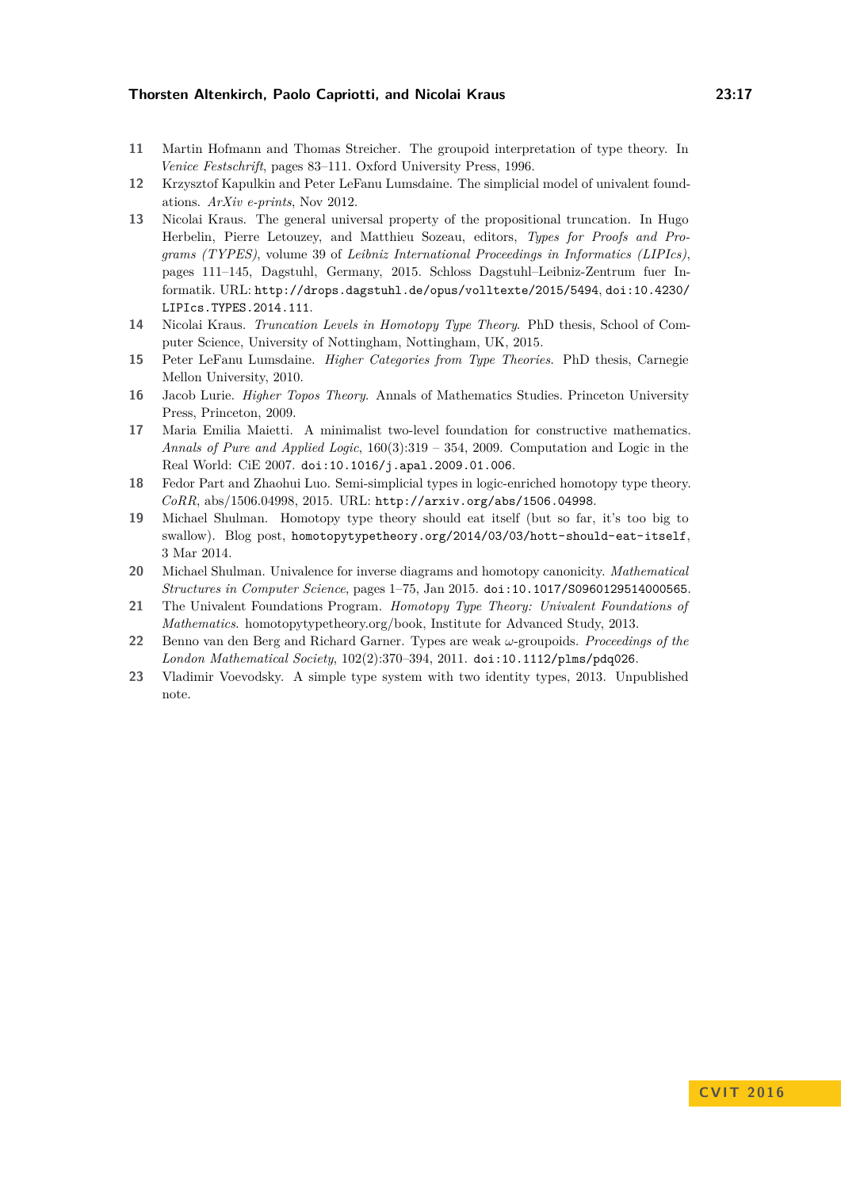11. Martin Hofmann and Thomas Streicher. The groupoid interpretation of type theory. In *Venice Festschrift*, pages 83–111. Oxford University Press, 1996.
12. Krzysztof Kapulkin and Peter LeFanu Lumsdaine. The simplicial model of univalent foundations. *ArXiv e-prints*, Nov 2012.
13. Nicolai Kraus. The general universal property of the propositional truncation. In Hugo Herbelin, Pierre Letouzey, and Matthieu Sozeau, editors, *Types for Proofs and Programs (TYPES)*, volume 39 of *Leibniz International Proceedings in Informatics (LIPIcs)*, pages 111–145, Dagstuhl, Germany, 2015. Schloss Dagstuhl–Leibniz-Zentrum fuer Informatik. URL: `http://drops.dagstuhl.de/opus/volltexte/2015/5494`, `doi:10.4230/LIPIcs.TYPES.2014.111`.
14. Nicolai Kraus. *Truncation Levels in Homotopy Type Theory*. PhD thesis, School of Computer Science, University of Nottingham, Nottingham, UK, 2015.
15. Peter LeFanu Lumsdaine. *Higher Categories from Type Theories*. PhD thesis, Carnegie Mellon University, 2010.
16. Jacob Lurie. *Higher Topos Theory*. Annals of Mathematics Studies. Princeton University Press, Princeton, 2009.
17. Maria Emilia Maietti. A minimalist two-level foundation for constructive mathematics. *Annals of Pure and Applied Logic*, 160(3):319 – 354, 2009. Computation and Logic in the Real World: CiE 2007. `doi:10.1016/j.apal.2009.01.006`.
18. Fedor Part and Zhaohui Luo. Semi-simplicial types in logic-enriched homotopy type theory. *CoRR*, abs/1506.04998, 2015. URL: `http://arxiv.org/abs/1506.04998`.
19. Michael Shulman. Homotopy type theory should eat itself (but so far, it's too big to swallow). Blog post, `homotopytypetheory.org/2014/03/03/hott-should-eat-itself`, 3 Mar 2014.
20. Michael Shulman. Univalence for inverse diagrams and homotopy canonicity. *Mathematical Structures in Computer Science*, pages 1–75, Jan 2015. `doi:10.1017/S0960129514000565`.
21. The Univalent Foundations Program. *Homotopy Type Theory: Univalent Foundations of Mathematics*. homotopytypetheory.org/book, Institute for Advanced Study, 2013.
22. Benno van den Berg and Richard Garner. Types are weak $\omega$-groupoids. *Proceedings of the London Mathematical Society*, 102(2):370–394, 2011. `doi:10.1112/plms/pdq026`.
23. Vladimir Voevodsky. A simple type system with two identity types, 2013. Unpublished note.